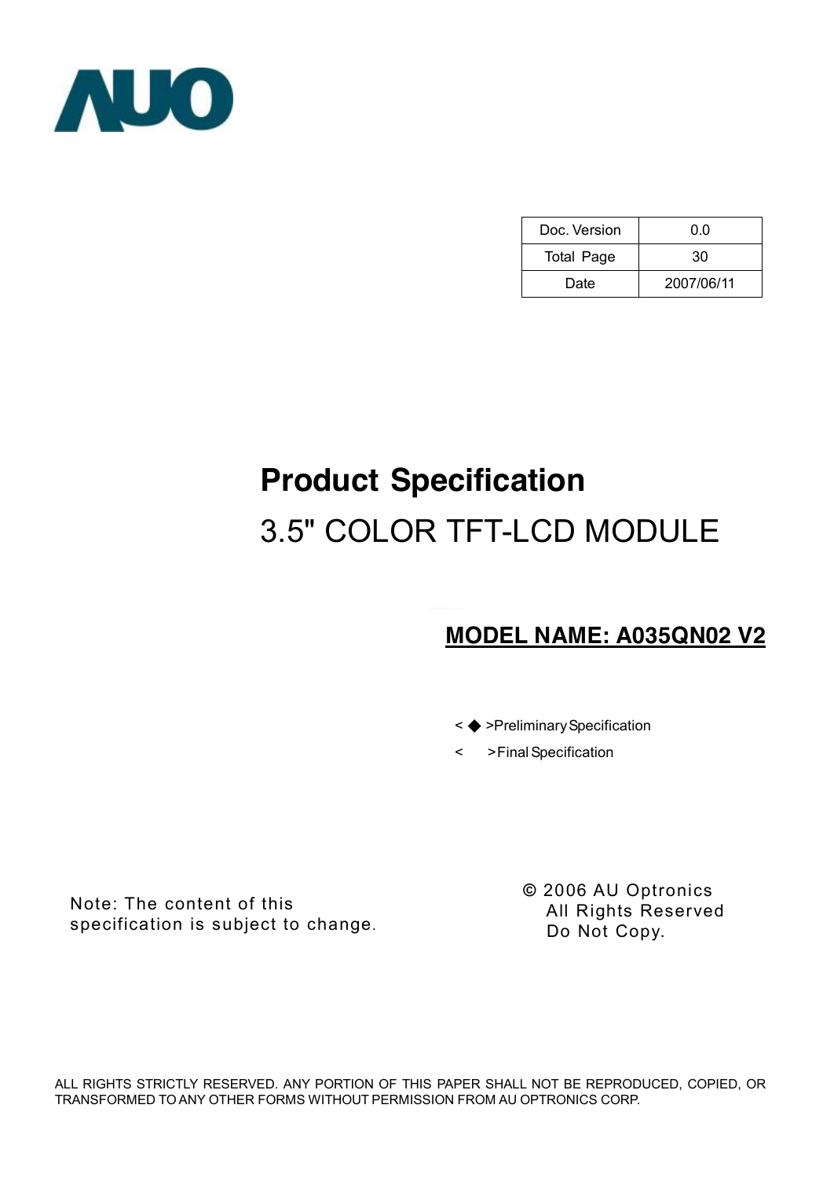AUO

| Doc. Version | 0.0 |
|---|---|
| Total Page | 30 |
| Date | 2007/06/11 |

# Product Specification

## 3.5" COLOR TFT-LCD MODULE

**MODEL NAME: A035QN02 V2**

< ◆ >Preliminary Specification

< >Final Specification

Note: The content of this specification is subject to change.

© 2006 AU Optronics
All Rights Reserved
Do Not Copy.

ALL RIGHTS STRICTLY RESERVED. ANY PORTION OF THIS PAPER SHALL NOT BE REPRODUCED, COPIED, OR TRANSFORMED TO ANY OTHER FORMS WITHOUT PERMISSION FROM AU OPTRONICS CORP.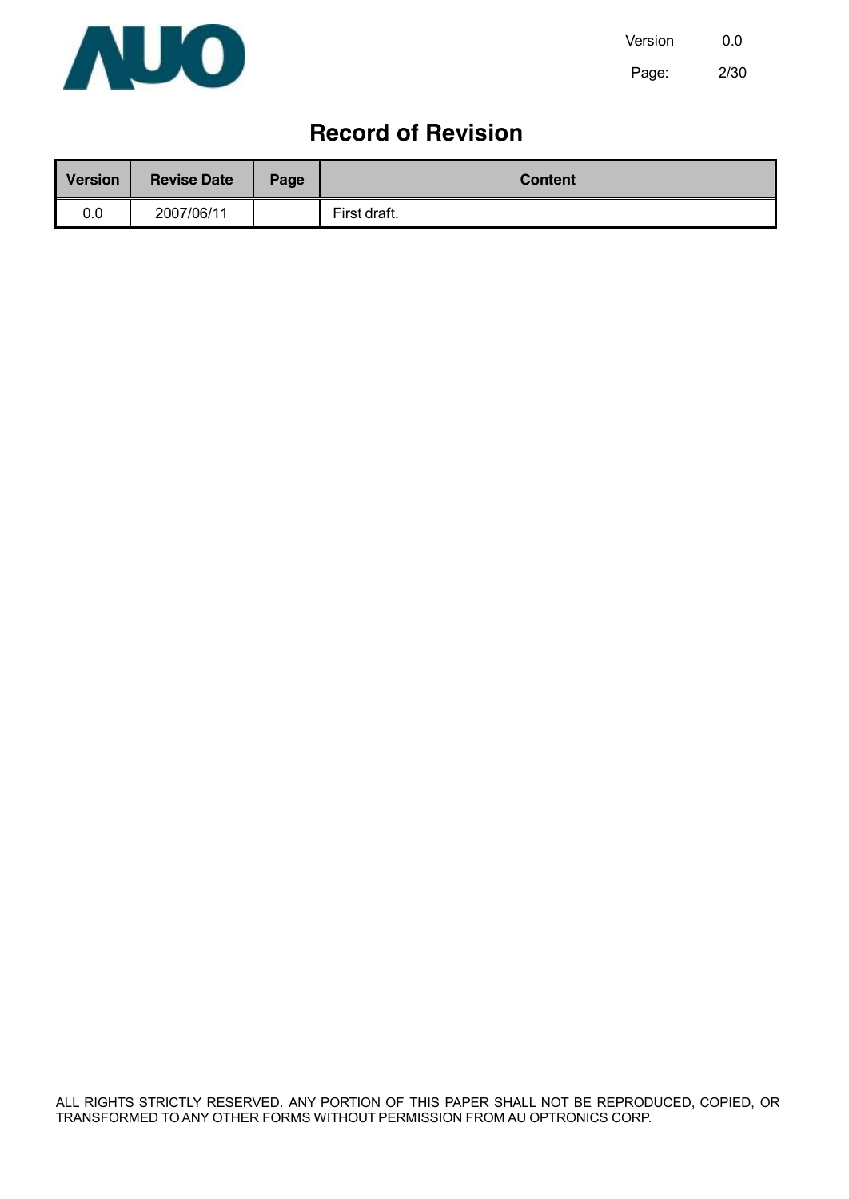# Record of Revision

| Version | Revise Date | Page | Content |
|---|---|---|---|
| 0.0 | 2007/06/11 | | First draft. |

ALL RIGHTS STRICTLY RESERVED. ANY PORTION OF THIS PAPER SHALL NOT BE REPRODUCED, COPIED, OR TRANSFORMED TO ANY OTHER FORMS WITHOUT PERMISSION FROM AU OPTRONICS CORP.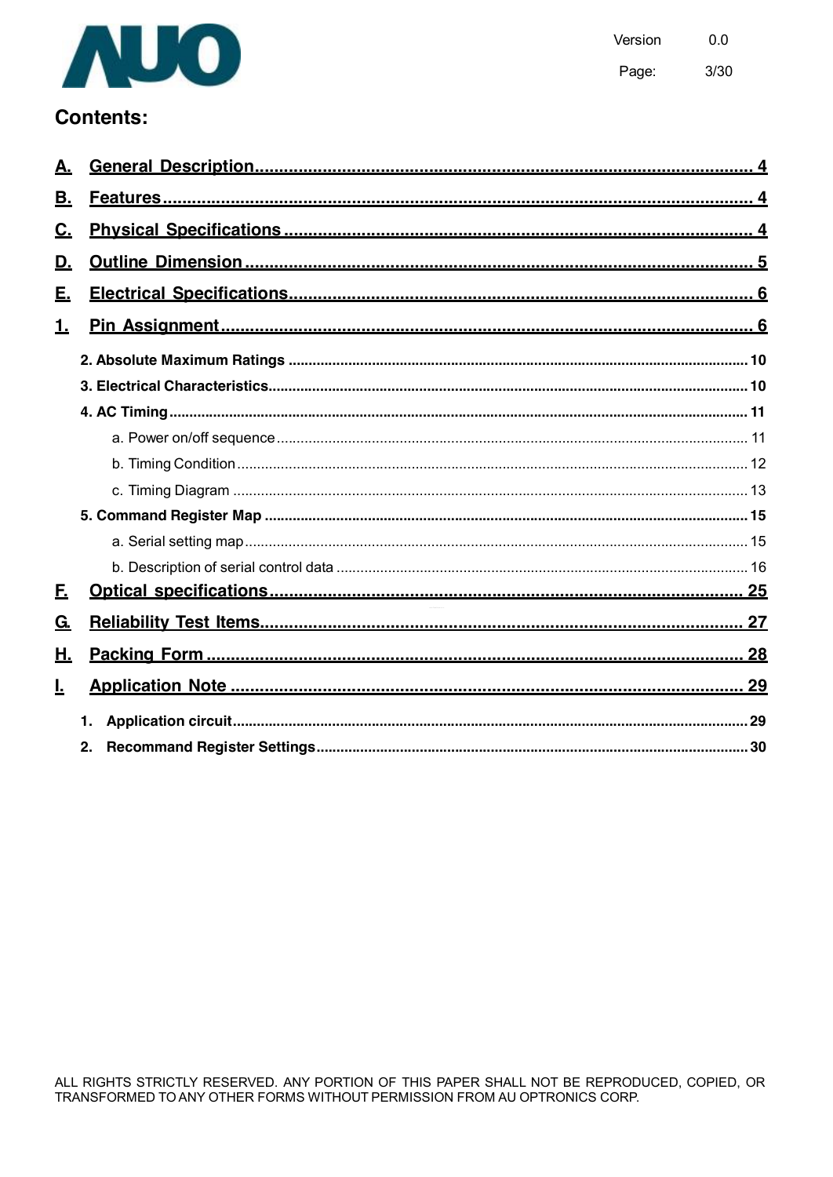## Contents:

- A. General Description ..... 4
- B. Features ..... 4
- C. Physical Specifications ..... 4
- D. Outline Dimension ..... 5
- E. Electrical Specifications ..... 6
- 1. Pin Assignment ..... 6
  - 2. Absolute Maximum Ratings ..... 10
  - 3. Electrical Characteristics ..... 10
  - 4. AC Timing ..... 11
    - a. Power on/off sequence ..... 11
    - b. Timing Condition ..... 12
    - c. Timing Diagram ..... 13
  - 5. Command Register Map ..... 15
    - a. Serial setting map ..... 15
    - b. Description of serial control data ..... 16
- F. Optical specifications ..... 25
- G. Reliability Test Items ..... 27
- H. Packing Form ..... 28
- I. Application Note ..... 29
  - 1. Application circuit ..... 29
  - 2. Recommand Register Settings ..... 30

ALL RIGHTS STRICTLY RESERVED. ANY PORTION OF THIS PAPER SHALL NOT BE REPRODUCED, COPIED, OR TRANSFORMED TO ANY OTHER FORMS WITHOUT PERMISSION FROM AU OPTRONICS CORP.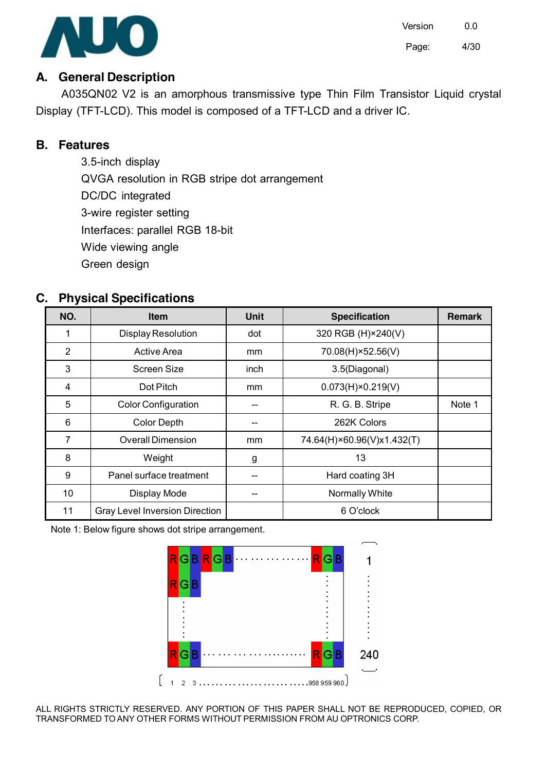## A. General Description

A035QN02 V2 is an amorphous transmissive type Thin Film Transistor Liquid crystal Display (TFT-LCD). This model is composed of a TFT-LCD and a driver IC.

## B. Features

- 3.5-inch display
- QVGA resolution in RGB stripe dot arrangement
- DC/DC integrated
- 3-wire register setting
- Interfaces: parallel RGB 18-bit
- Wide viewing angle
- Green design

## C. Physical Specifications

| NO. | Item | Unit | Specification | Remark |
|---|---|---|---|---|
| 1 | Display Resolution | dot | 320 RGB (H)×240(V) | |
| 2 | Active Area | mm | 70.08(H)×52.56(V) | |
| 3 | Screen Size | inch | 3.5(Diagonal) | |
| 4 | Dot Pitch | mm | 0.073(H)×0.219(V) | |
| 5 | Color Configuration | -- | R. G. B. Stripe | Note 1 |
| 6 | Color Depth | -- | 262K Colors | |
| 7 | Overall Dimension | mm | 74.64(H)×60.96(V)x1.432(T) | |
| 8 | Weight | g | 13 | |
| 9 | Panel surface treatment | -- | Hard coating 3H | |
| 10 | Display Mode | -- | Normally White | |
| 11 | Gray Level Inversion Direction | | 6 O'clock | |

Note 1: Below figure shows dot stripe arrangement.

RGB RGB ·············· RGB
RGB
RGB ·················· RGB

Rows: 1 … 240
Columns: 1 2 3 …………………… 958 959 960

ALL RIGHTS STRICTLY RESERVED. ANY PORTION OF THIS PAPER SHALL NOT BE REPRODUCED, COPIED, OR TRANSFORMED TO ANY OTHER FORMS WITHOUT PERMISSION FROM AU OPTRONICS CORP.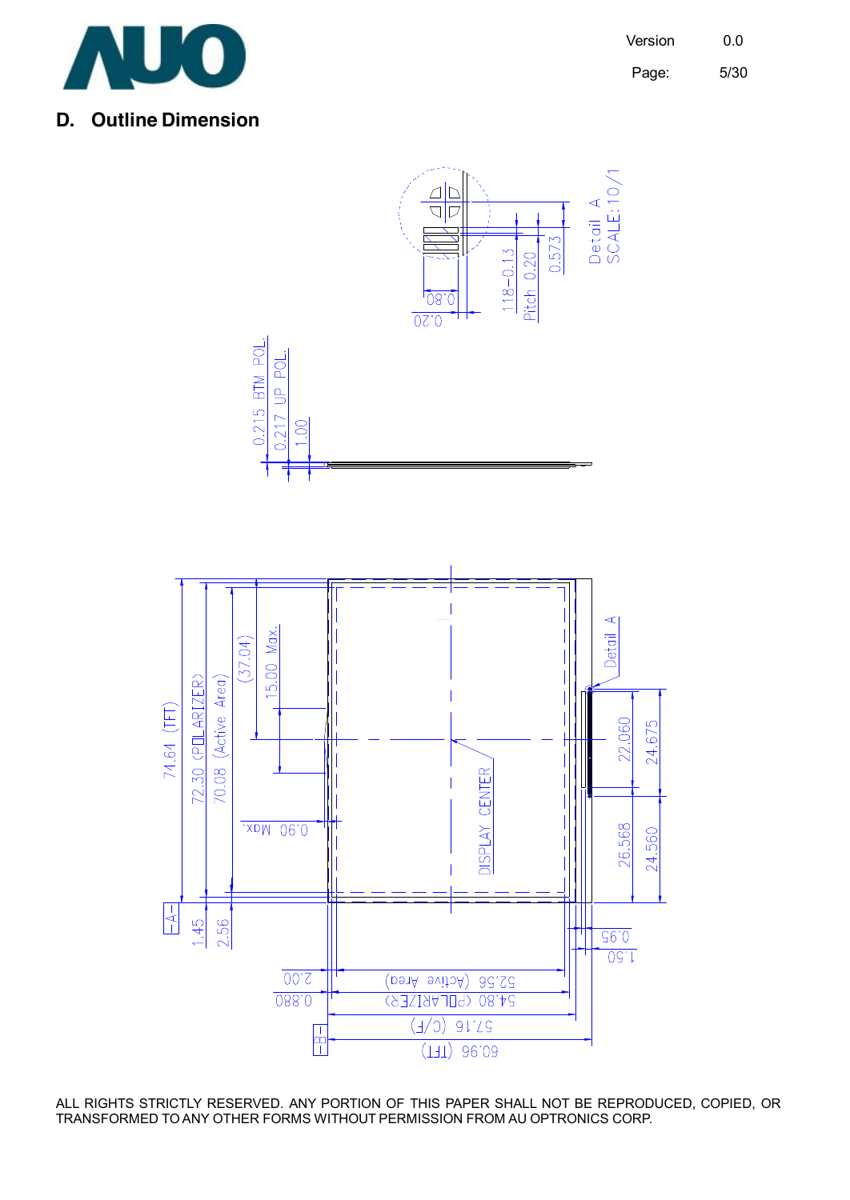## D. Outline Dimension

Detail A
SCALE:10/1

0.80
0.20
118-0.13
Pitch 0.20
0.573

0.215 BTM POL.
0.217 UP POL.
1.00

74.64 (TFT)
72.30 (POLARIZER)
70.08 (Active Area)
(37.04)
15.00 Max.
0.90 Max.
DISPLAY CENTER
Detail A
22.060
24.675
26.568
24.560
-A-
1.45
2.56
0.95
1.50
2.00
0.880
52.56 (Active Area)
54.80 (POLARIZER)
57.16 (C/F)
60.96 (TFT)
-B-

ALL RIGHTS STRICTLY RESERVED. ANY PORTION OF THIS PAPER SHALL NOT BE REPRODUCED, COPIED, OR TRANSFORMED TO ANY OTHER FORMS WITHOUT PERMISSION FROM AU OPTRONICS CORP.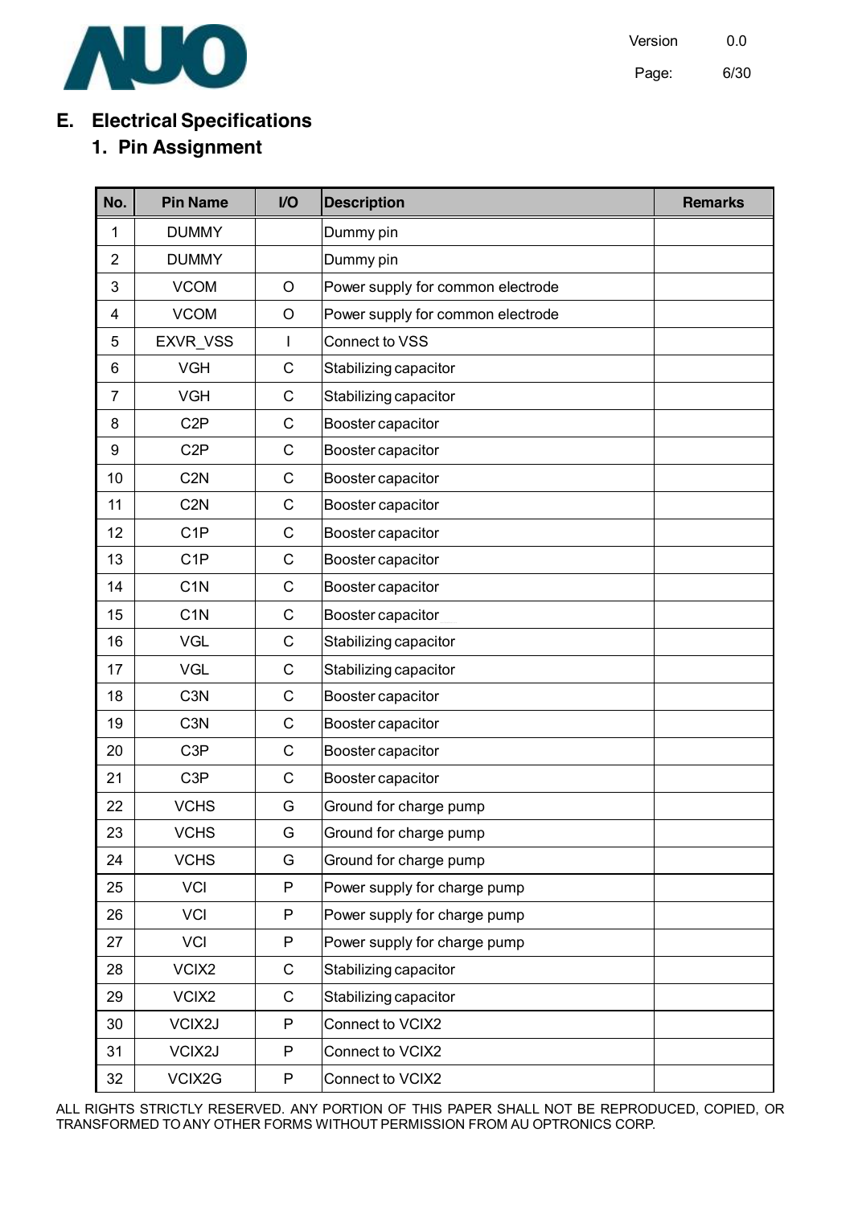## E. Electrical Specifications

### 1. Pin Assignment

| No. | Pin Name | I/O | Description | Remarks |
|---|---|---|---|---|
| 1 | DUMMY | | Dummy pin | |
| 2 | DUMMY | | Dummy pin | |
| 3 | VCOM | O | Power supply for common electrode | |
| 4 | VCOM | O | Power supply for common electrode | |
| 5 | EXVR_VSS | I | Connect to VSS | |
| 6 | VGH | C | Stabilizing capacitor | |
| 7 | VGH | C | Stabilizing capacitor | |
| 8 | C2P | C | Booster capacitor | |
| 9 | C2P | C | Booster capacitor | |
| 10 | C2N | C | Booster capacitor | |
| 11 | C2N | C | Booster capacitor | |
| 12 | C1P | C | Booster capacitor | |
| 13 | C1P | C | Booster capacitor | |
| 14 | C1N | C | Booster capacitor | |
| 15 | C1N | C | Booster capacitor | |
| 16 | VGL | C | Stabilizing capacitor | |
| 17 | VGL | C | Stabilizing capacitor | |
| 18 | C3N | C | Booster capacitor | |
| 19 | C3N | C | Booster capacitor | |
| 20 | C3P | C | Booster capacitor | |
| 21 | C3P | C | Booster capacitor | |
| 22 | VCHS | G | Ground for charge pump | |
| 23 | VCHS | G | Ground for charge pump | |
| 24 | VCHS | G | Ground for charge pump | |
| 25 | VCI | P | Power supply for charge pump | |
| 26 | VCI | P | Power supply for charge pump | |
| 27 | VCI | P | Power supply for charge pump | |
| 28 | VCIX2 | C | Stabilizing capacitor | |
| 29 | VCIX2 | C | Stabilizing capacitor | |
| 30 | VCIX2J | P | Connect to VCIX2 | |
| 31 | VCIX2J | P | Connect to VCIX2 | |
| 32 | VCIX2G | P | Connect to VCIX2 | |

ALL RIGHTS STRICTLY RESERVED. ANY PORTION OF THIS PAPER SHALL NOT BE REPRODUCED, COPIED, OR TRANSFORMED TO ANY OTHER FORMS WITHOUT PERMISSION FROM AU OPTRONICS CORP.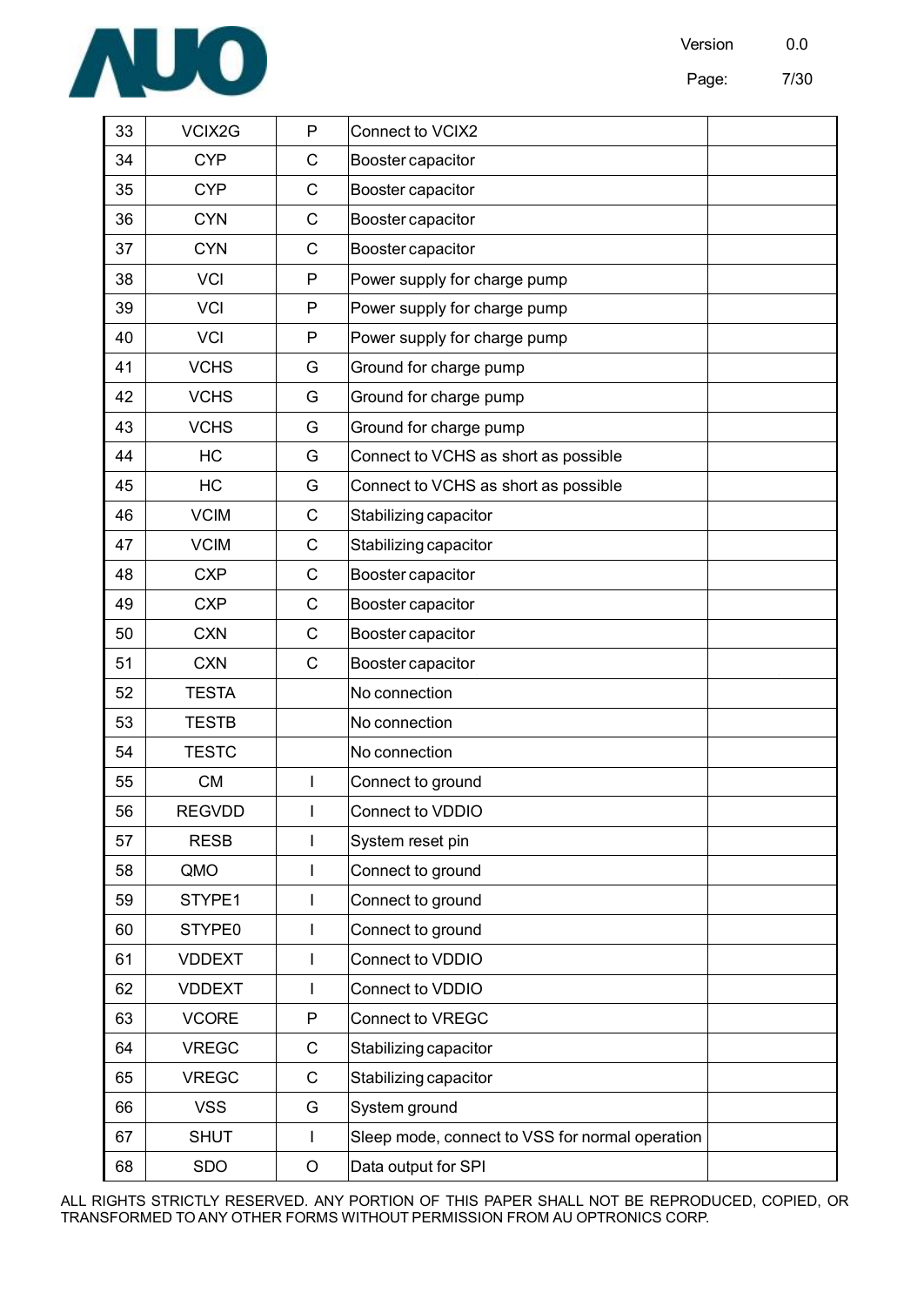| 33 | VCIX2G | P | Connect to VCIX2 | |
|---|---|---|---|---|
| 34 | CYP | C | Booster capacitor | |
| 35 | CYP | C | Booster capacitor | |
| 36 | CYN | C | Booster capacitor | |
| 37 | CYN | C | Booster capacitor | |
| 38 | VCI | P | Power supply for charge pump | |
| 39 | VCI | P | Power supply for charge pump | |
| 40 | VCI | P | Power supply for charge pump | |
| 41 | VCHS | G | Ground for charge pump | |
| 42 | VCHS | G | Ground for charge pump | |
| 43 | VCHS | G | Ground for charge pump | |
| 44 | HC | G | Connect to VCHS as short as possible | |
| 45 | HC | G | Connect to VCHS as short as possible | |
| 46 | VCIM | C | Stabilizing capacitor | |
| 47 | VCIM | C | Stabilizing capacitor | |
| 48 | CXP | C | Booster capacitor | |
| 49 | CXP | C | Booster capacitor | |
| 50 | CXN | C | Booster capacitor | |
| 51 | CXN | C | Booster capacitor | |
| 52 | TESTA | | No connection | |
| 53 | TESTB | | No connection | |
| 54 | TESTC | | No connection | |
| 55 | CM | I | Connect to ground | |
| 56 | REGVDD | I | Connect to VDDIO | |
| 57 | RESB | I | System reset pin | |
| 58 | QMO | I | Connect to ground | |
| 59 | STYPE1 | I | Connect to ground | |
| 60 | STYPE0 | I | Connect to ground | |
| 61 | VDDEXT | I | Connect to VDDIO | |
| 62 | VDDEXT | I | Connect to VDDIO | |
| 63 | VCORE | P | Connect to VREGC | |
| 64 | VREGC | C | Stabilizing capacitor | |
| 65 | VREGC | C | Stabilizing capacitor | |
| 66 | VSS | G | System ground | |
| 67 | SHUT | I | Sleep mode, connect to VSS for normal operation | |
| 68 | SDO | O | Data output for SPI | |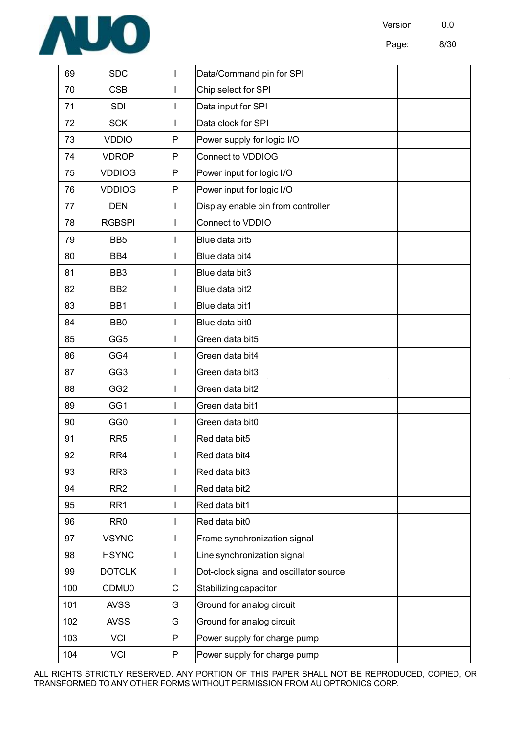| 69 | SDC | I | Data/Command pin for SPI | |
|---|---|---|---|---|
| 70 | CSB | I | Chip select for SPI | |
| 71 | SDI | I | Data input for SPI | |
| 72 | SCK | I | Data clock for SPI | |
| 73 | VDDIO | P | Power supply for logic I/O | |
| 74 | VDROP | P | Connect to VDDIOG | |
| 75 | VDDIOG | P | Power input for logic I/O | |
| 76 | VDDIOG | P | Power input for logic I/O | |
| 77 | DEN | I | Display enable pin from controller | |
| 78 | RGBSPI | I | Connect to VDDIO | |
| 79 | BB5 | I | Blue data bit5 | |
| 80 | BB4 | I | Blue data bit4 | |
| 81 | BB3 | I | Blue data bit3 | |
| 82 | BB2 | I | Blue data bit2 | |
| 83 | BB1 | I | Blue data bit1 | |
| 84 | BB0 | I | Blue data bit0 | |
| 85 | GG5 | I | Green data bit5 | |
| 86 | GG4 | I | Green data bit4 | |
| 87 | GG3 | I | Green data bit3 | |
| 88 | GG2 | I | Green data bit2 | |
| 89 | GG1 | I | Green data bit1 | |
| 90 | GG0 | I | Green data bit0 | |
| 91 | RR5 | I | Red data bit5 | |
| 92 | RR4 | I | Red data bit4 | |
| 93 | RR3 | I | Red data bit3 | |
| 94 | RR2 | I | Red data bit2 | |
| 95 | RR1 | I | Red data bit1 | |
| 96 | RR0 | I | Red data bit0 | |
| 97 | VSYNC | I | Frame synchronization signal | |
| 98 | HSYNC | I | Line synchronization signal | |
| 99 | DOTCLK | I | Dot-clock signal and oscillator source | |
| 100 | CDMU0 | C | Stabilizing capacitor | |
| 101 | AVSS | G | Ground for analog circuit | |
| 102 | AVSS | G | Ground for analog circuit | |
| 103 | VCI | P | Power supply for charge pump | |
| 104 | VCI | P | Power supply for charge pump | |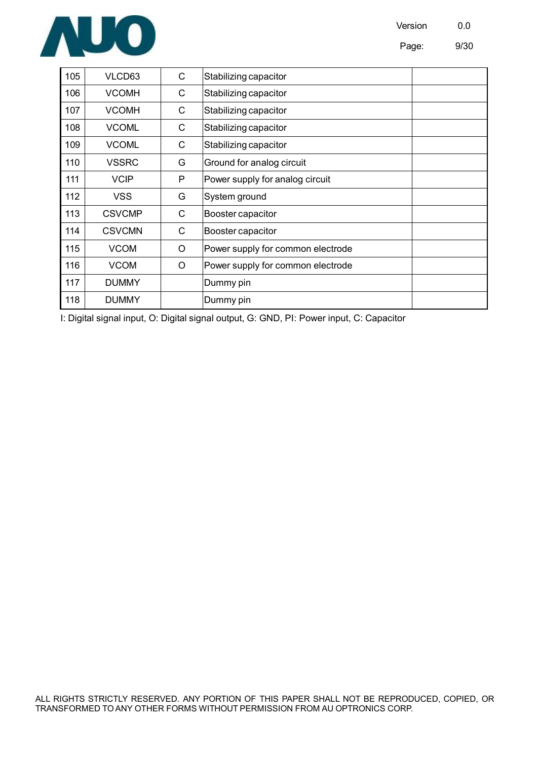| 105 | VLCD63 | C | Stabilizing capacitor | |
|---|---|---|---|---|
| 106 | VCOMH | C | Stabilizing capacitor | |
| 107 | VCOMH | C | Stabilizing capacitor | |
| 108 | VCOML | C | Stabilizing capacitor | |
| 109 | VCOML | C | Stabilizing capacitor | |
| 110 | VSSRC | G | Ground for analog circuit | |
| 111 | VCIP | P | Power supply for analog circuit | |
| 112 | VSS | G | System ground | |
| 113 | CSVCMP | C | Booster capacitor | |
| 114 | CSVCMN | C | Booster capacitor | |
| 115 | VCOM | O | Power supply for common electrode | |
| 116 | VCOM | O | Power supply for common electrode | |
| 117 | DUMMY | | Dummy pin | |
| 118 | DUMMY | | Dummy pin | |

I: Digital signal input, O: Digital signal output, G: GND, PI: Power input, C: Capacitor

ALL RIGHTS STRICTLY RESERVED. ANY PORTION OF THIS PAPER SHALL NOT BE REPRODUCED, COPIED, OR TRANSFORMED TO ANY OTHER FORMS WITHOUT PERMISSION FROM AU OPTRONICS CORP.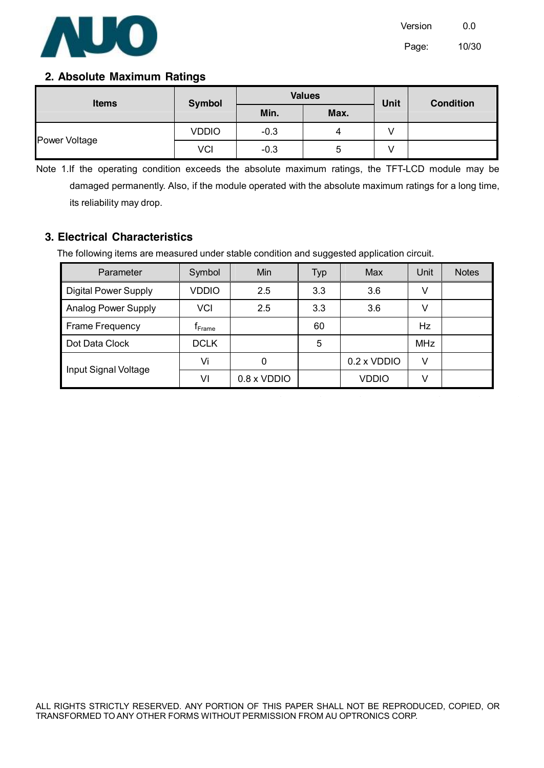## 2. Absolute Maximum Ratings

| Items | Symbol | Values | | Unit | Condition |
|---|---|---|---|---|---|
| | | Min. | Max. | | |
| Power Voltage | VDDIO | -0.3 | 4 | V | |
| | VCI | -0.3 | 5 | V | |

Note 1.If the operating condition exceeds the absolute maximum ratings, the TFT-LCD module may be damaged permanently. Also, if the module operated with the absolute maximum ratings for a long time, its reliability may drop.

## 3. Electrical Characteristics

The following items are measured under stable condition and suggested application circuit.

| Parameter | Symbol | Min | Typ | Max | Unit | Notes |
|---|---|---|---|---|---|---|
| Digital Power Supply | VDDIO | 2.5 | 3.3 | 3.6 | V | |
| Analog Power Supply | VCI | 2.5 | 3.3 | 3.6 | V | |
| Frame Frequency | $f_{Frame}$ | | 60 | | Hz | |
| Dot Data Clock | DCLK | | 5 | | MHz | |
| Input Signal Voltage | Vi | 0 | | 0.2 x VDDIO | V | |
| | VI | 0.8 x VDDIO | | VDDIO | V | |

ALL RIGHTS STRICTLY RESERVED. ANY PORTION OF THIS PAPER SHALL NOT BE REPRODUCED, COPIED, OR TRANSFORMED TO ANY OTHER FORMS WITHOUT PERMISSION FROM AU OPTRONICS CORP.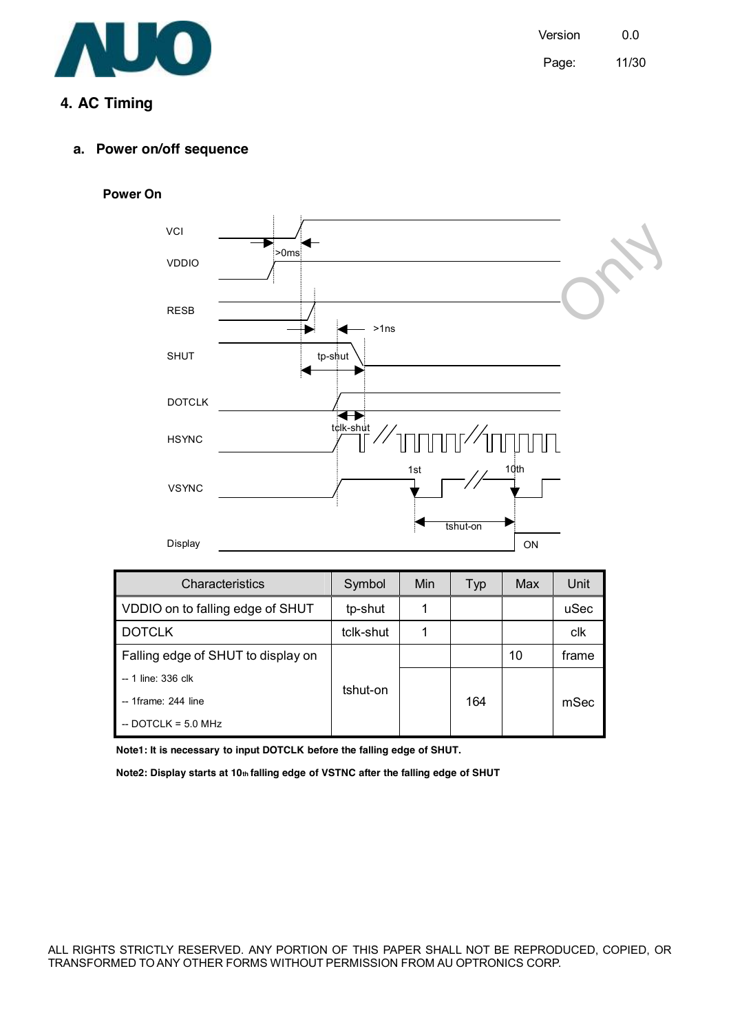## 4. AC Timing

### a. Power on/off sequence

**Power On**

VCI

VDDIO

>0ms

RESB

>1ns

SHUT

tp-shut

DOTCLK

tclk-shut

HSYNC

1st

10th

VSYNC

tshut-on

Display

ON

| Characteristics | Symbol | Min | Typ | Max | Unit |
|---|---|---|---|---|---|
| VDDIO on to falling edge of SHUT | tp-shut | 1 | | | uSec |
| DOTCLK | tclk-shut | 1 | | | clk |
| Falling edge of SHUT to display on | tshut-on | | | 10 | frame |
| -- 1 line: 336 clk<br>-- 1frame: 244 line<br>-- DOTCLK = 5.0 MHz | | | 164 | | mSec |

**Note1: It is necessary to input DOTCLK before the falling edge of SHUT.**

**Note2: Display starts at 10th falling edge of VSTNC after the falling edge of SHUT**

ALL RIGHTS STRICTLY RESERVED. ANY PORTION OF THIS PAPER SHALL NOT BE REPRODUCED, COPIED, OR TRANSFORMED TO ANY OTHER FORMS WITHOUT PERMISSION FROM AU OPTRONICS CORP.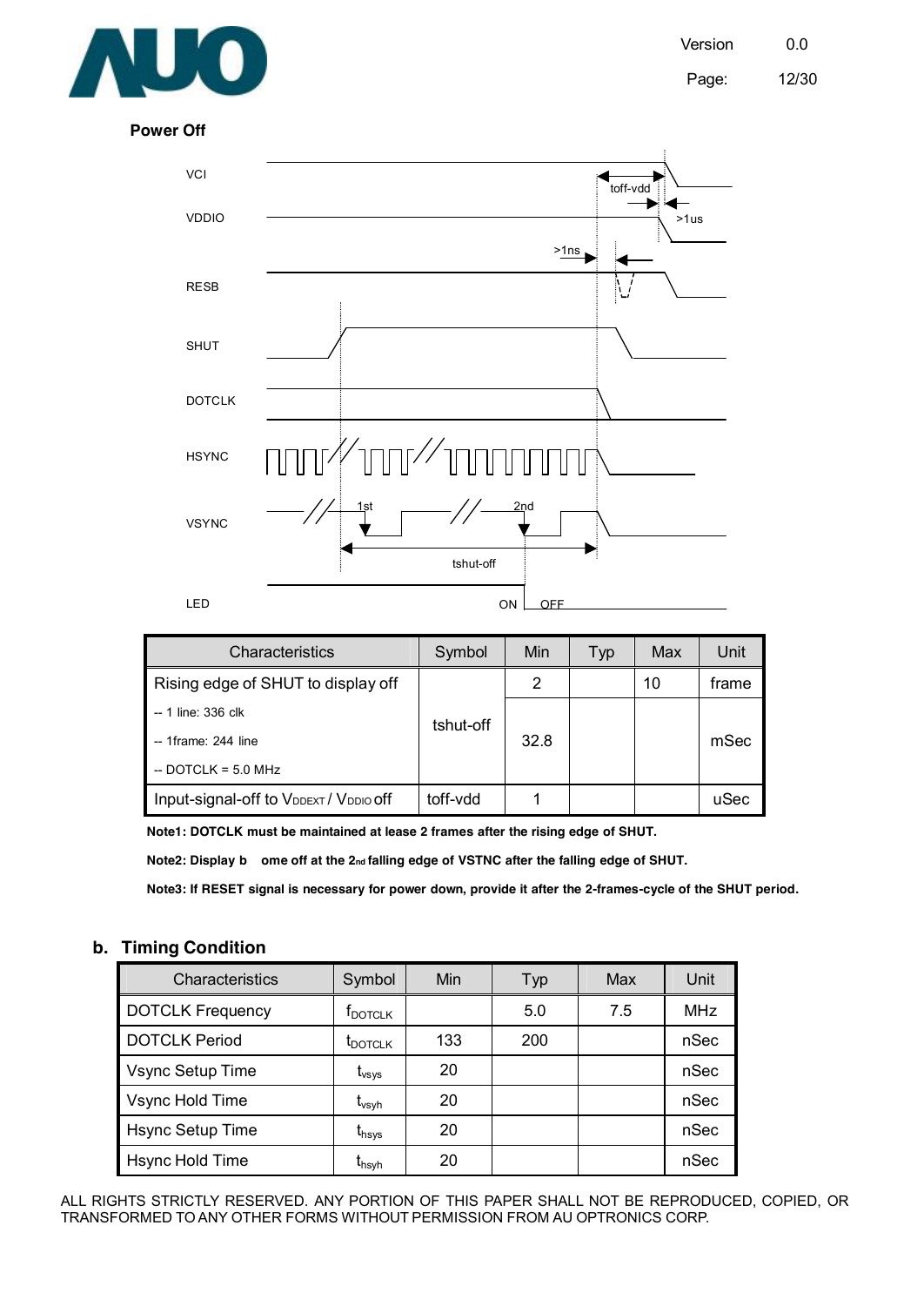**Power Off**

VCI

VDDIO

RESB

SHUT

DOTCLK

HSYNC

VSYNC

LED

toff-vdd

>1us

>1ns

1st

2nd

tshut-off

ON OFF

| Characteristics | Symbol | Min | Typ | Max | Unit |
|---|---|---|---|---|---|
| Rising edge of SHUT to display off | tshut-off | 2 | | 10 | frame |
| -- 1 line: 336 clk<br>-- 1frame: 244 line<br>-- DOTCLK = 5.0 MHz | | 32.8 | | | mSec |
| Input-signal-off to $V_{DDEXT}$ / $V_{DDIO}$ off | toff-vdd | 1 | | | uSec |

**Note1: DOTCLK must be maintained at lease 2 frames after the rising edge of SHUT.**

**Note2: Display b ome off at the 2nd falling edge of VSTNC after the falling edge of SHUT.**

**Note3: If RESET signal is necessary for power down, provide it after the 2-frames-cycle of the SHUT period.**

## b. Timing Condition

| Characteristics | Symbol | Min | Typ | Max | Unit |
|---|---|---|---|---|---|
| DOTCLK Frequency | $f_{DOTCLK}$ | | 5.0 | 7.5 | MHz |
| DOTCLK Period | $t_{DOTCLK}$ | 133 | 200 | | nSec |
| Vsync Setup Time | $t_{vsys}$ | 20 | | | nSec |
| Vsync Hold Time | $t_{vsyh}$ | 20 | | | nSec |
| Hsync Setup Time | $t_{hsys}$ | 20 | | | nSec |
| Hsync Hold Time | $t_{hsyh}$ | 20 | | | nSec |

ALL RIGHTS STRICTLY RESERVED. ANY PORTION OF THIS PAPER SHALL NOT BE REPRODUCED, COPIED, OR TRANSFORMED TO ANY OTHER FORMS WITHOUT PERMISSION FROM AU OPTRONICS CORP.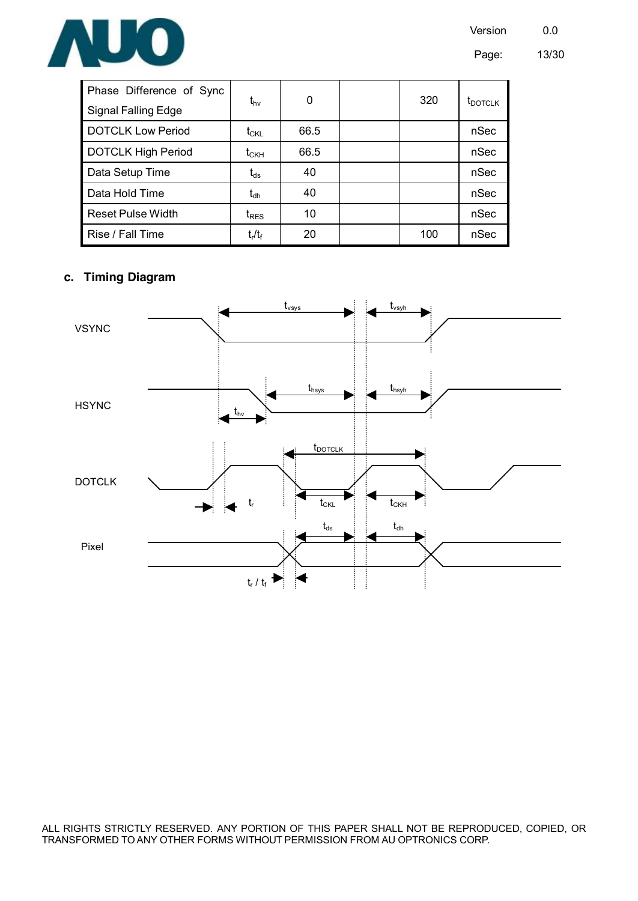| Phase Difference of Sync Signal Falling Edge | $t_{hv}$ | 0 | | 320 | $t_{DOTCLK}$ |
|---|---|---|---|---|---|
| DOTCLK Low Period | $t_{CKL}$ | 66.5 | | | nSec |
| DOTCLK High Period | $t_{CKH}$ | 66.5 | | | nSec |
| Data Setup Time | $t_{ds}$ | 40 | | | nSec |
| Data Hold Time | $t_{dh}$ | 40 | | | nSec |
| Reset Pulse Width | $t_{RES}$ | 10 | | | nSec |
| Rise / Fall Time | $t_r/t_f$ | 20 | | 100 | nSec |

## c. Timing Diagram

VSYNC: $t_{vsys}$, $t_{vsyh}$

HSYNC: $t_{hsys}$, $t_{hsyh}$, $t_{hv}$

DOTCLK: $t_{DOTCLK}$, $t_r$, $t_{CKL}$, $t_{CKH}$

Pixel: $t_{ds}$, $t_{dh}$, $t_r$ / $t_f$

ALL RIGHTS STRICTLY RESERVED. ANY PORTION OF THIS PAPER SHALL NOT BE REPRODUCED, COPIED, OR TRANSFORMED TO ANY OTHER FORMS WITHOUT PERMISSION FROM AU OPTRONICS CORP.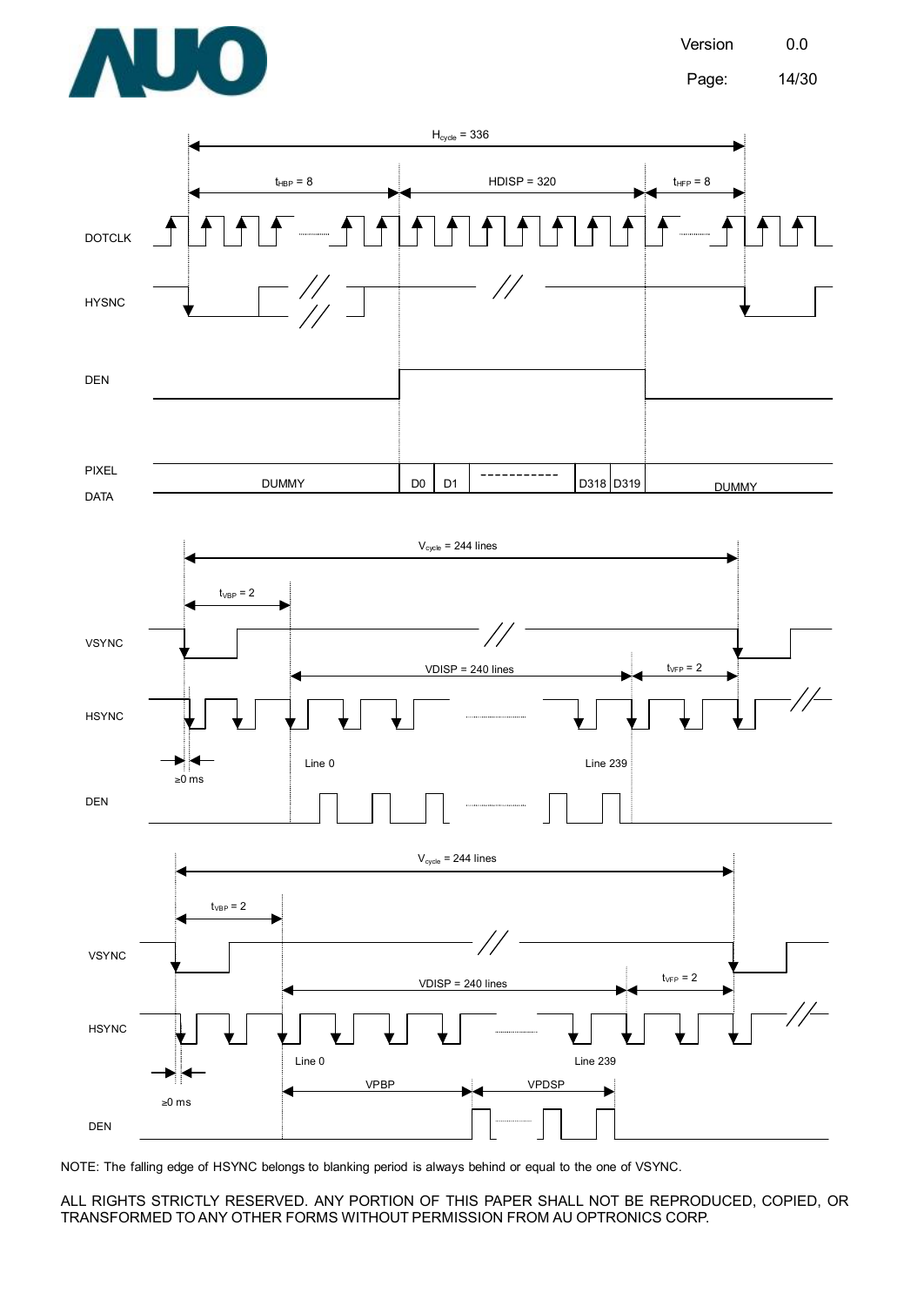$H_{cycle}$ = 336

$t_{HBP}$ = 8 HDISP = 320 $t_{HFP}$ = 8

DOTCLK

HYSNC

DEN

PIXEL DATA

DUMMY D0 D1 ------------ D318 D319 DUMMY

$V_{cycle}$ = 244 lines

$t_{VBP}$ = 2

VSYNC

VDISP = 240 lines $t_{VFP}$ = 2

HSYNC

≥0 ms Line 0 Line 239

DEN

$V_{cycle}$ = 244 lines

$t_{VBP}$ = 2

VSYNC

VDISP = 240 lines $t_{VFP}$ = 2

HSYNC

Line 0 Line 239

≥0 ms VPBP VPDSP

DEN

NOTE: The falling edge of HSYNC belongs to blanking period is always behind or equal to the one of VSYNC.

ALL RIGHTS STRICTLY RESERVED. ANY PORTION OF THIS PAPER SHALL NOT BE REPRODUCED, COPIED, OR TRANSFORMED TO ANY OTHER FORMS WITHOUT PERMISSION FROM AU OPTRONICS CORP.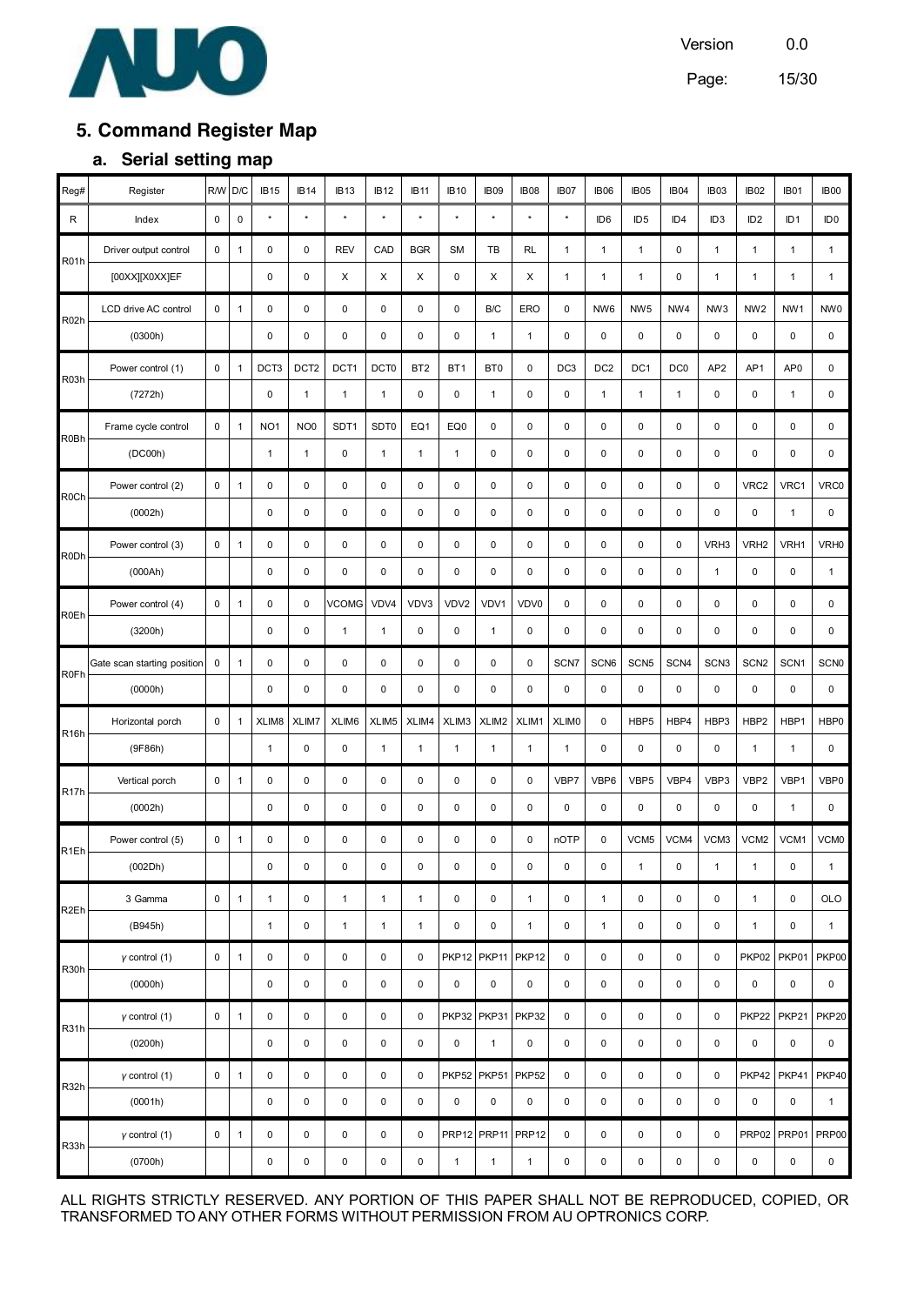## 5. Command Register Map

### a. Serial setting map

| Reg# | Register | R/W | D/C | IB15 | IB14 | IB13 | IB12 | IB11 | IB10 | IB09 | IB08 | IB07 | IB06 | IB05 | IB04 | IB03 | IB02 | IB01 | IB00 |
|---|---|---|---|---|---|---|---|---|---|---|---|---|---|---|---|---|---|---|---|
| R | Index | 0 | 0 | * | * | * | * | * | * | * | * | * | ID6 | ID5 | ID4 | ID3 | ID2 | ID1 | ID0 |
| R01h | Driver output control | 0 | 1 | 0 | 0 | REV | CAD | BGR | SM | TB | RL | 1 | 1 | 1 | 0 | 1 | 1 | 1 | 1 |
| | [00XX][X0XX]EF | | | 0 | 0 | X | X | X | 0 | X | X | 1 | 1 | 1 | 0 | 1 | 1 | 1 | 1 |
| R02h | LCD drive AC control | 0 | 1 | 0 | 0 | 0 | 0 | 0 | 0 | B/C | ERO | 0 | NW6 | NW5 | NW4 | NW3 | NW2 | NW1 | NW0 |
| | (0300h) | | | 0 | 0 | 0 | 0 | 0 | 0 | 1 | 1 | 0 | 0 | 0 | 0 | 0 | 0 | 0 | 0 |
| R03h | Power control (1) | 0 | 1 | DCT3 | DCT2 | DCT1 | DCT0 | BT2 | BT1 | BT0 | 0 | DC3 | DC2 | DC1 | DC0 | AP2 | AP1 | AP0 | 0 |
| | (7272h) | | | 0 | 1 | 1 | 1 | 0 | 0 | 1 | 0 | 0 | 1 | 1 | 1 | 0 | 0 | 1 | 0 |
| R0Bh | Frame cycle control | 0 | 1 | NO1 | NO0 | SDT1 | SDT0 | EQ1 | EQ0 | 0 | 0 | 0 | 0 | 0 | 0 | 0 | 0 | 0 | 0 |
| | (DC00h) | | | 1 | 1 | 0 | 1 | 1 | 1 | 0 | 0 | 0 | 0 | 0 | 0 | 0 | 0 | 0 | 0 |
| R0Ch | Power control (2) | 0 | 1 | 0 | 0 | 0 | 0 | 0 | 0 | 0 | 0 | 0 | 0 | 0 | 0 | 0 | VRC2 | VRC1 | VRC0 |
| | (0002h) | | | 0 | 0 | 0 | 0 | 0 | 0 | 0 | 0 | 0 | 0 | 0 | 0 | 0 | 0 | 1 | 0 |
| R0Dh | Power control (3) | 0 | 1 | 0 | 0 | 0 | 0 | 0 | 0 | 0 | 0 | 0 | 0 | 0 | 0 | VRH3 | VRH2 | VRH1 | VRH0 |
| | (000Ah) | | | 0 | 0 | 0 | 0 | 0 | 0 | 0 | 0 | 0 | 0 | 0 | 0 | 1 | 0 | 0 | 1 |
| R0Eh | Power control (4) | 0 | 1 | 0 | 0 | VCOMG | VDV4 | VDV3 | VDV2 | VDV1 | VDV0 | 0 | 0 | 0 | 0 | 0 | 0 | 0 | 0 |
| | (3200h) | | | 0 | 0 | 1 | 1 | 0 | 0 | 1 | 0 | 0 | 0 | 0 | 0 | 0 | 0 | 0 | 0 |
| R0Fh | Gate scan starting position | 0 | 1 | 0 | 0 | 0 | 0 | 0 | 0 | 0 | 0 | SCN7 | SCN6 | SCN5 | SCN4 | SCN3 | SCN2 | SCN1 | SCN0 |
| | (0000h) | | | 0 | 0 | 0 | 0 | 0 | 0 | 0 | 0 | 0 | 0 | 0 | 0 | 0 | 0 | 0 | 0 |
| R16h | Horizontal porch | 0 | 1 | XLIM8 | XLIM7 | XLIM6 | XLIM5 | XLIM4 | XLIM3 | XLIM2 | XLIM1 | XLIM0 | 0 | HBP5 | HBP4 | HBP3 | HBP2 | HBP1 | HBP0 |
| | (9F86h) | | | 1 | 0 | 0 | 1 | 1 | 1 | 1 | 1 | 1 | 0 | 0 | 0 | 0 | 1 | 1 | 0 |
| R17h | Vertical porch | 0 | 1 | 0 | 0 | 0 | 0 | 0 | 0 | 0 | 0 | VBP7 | VBP6 | VBP5 | VBP4 | VBP3 | VBP2 | VBP1 | VBP0 |
| | (0002h) | | | 0 | 0 | 0 | 0 | 0 | 0 | 0 | 0 | 0 | 0 | 0 | 0 | 0 | 0 | 1 | 0 |
| R1Eh | Power control (5) | 0 | 1 | 0 | 0 | 0 | 0 | 0 | 0 | 0 | 0 | nOTP | 0 | VCM5 | VCM4 | VCM3 | VCM2 | VCM1 | VCM0 |
| | (002Dh) | | | 0 | 0 | 0 | 0 | 0 | 0 | 0 | 0 | 0 | 0 | 1 | 0 | 1 | 1 | 0 | 1 |
| R2Eh | 3 Gamma | 0 | 1 | 1 | 0 | 1 | 1 | 1 | 0 | 0 | 1 | 0 | 1 | 0 | 0 | 0 | 1 | 0 | OLO |
| | (B945h) | | | 1 | 0 | 1 | 1 | 1 | 0 | 0 | 1 | 0 | 1 | 0 | 0 | 0 | 1 | 0 | 1 |
| R30h | γ control (1) | 0 | 1 | 0 | 0 | 0 | 0 | 0 | PKP12 | PKP11 | PKP12 | 0 | 0 | 0 | 0 | 0 | PKP02 | PKP01 | PKP00 |
| | (0000h) | | | 0 | 0 | 0 | 0 | 0 | 0 | 0 | 0 | 0 | 0 | 0 | 0 | 0 | 0 | 0 | 0 |
| R31h | γ control (1) | 0 | 1 | 0 | 0 | 0 | 0 | 0 | PKP32 | PKP31 | PKP32 | 0 | 0 | 0 | 0 | 0 | PKP22 | PKP21 | PKP20 |
| | (0200h) | | | 0 | 0 | 0 | 0 | 0 | 0 | 1 | 0 | 0 | 0 | 0 | 0 | 0 | 0 | 0 | 0 |
| R32h | γ control (1) | 0 | 1 | 0 | 0 | 0 | 0 | 0 | PKP52 | PKP51 | PKP52 | 0 | 0 | 0 | 0 | 0 | PKP42 | PKP41 | PKP40 |
| | (0001h) | | | 0 | 0 | 0 | 0 | 0 | 0 | 0 | 0 | 0 | 0 | 0 | 0 | 0 | 0 | 0 | 1 |
| R33h | γ control (1) | 0 | 1 | 0 | 0 | 0 | 0 | 0 | PRP12 | PRP11 | PRP12 | 0 | 0 | 0 | 0 | 0 | PRP02 | PRP01 | PRP00 |
| | (0700h) | | | 0 | 0 | 0 | 0 | 0 | 1 | 1 | 1 | 0 | 0 | 0 | 0 | 0 | 0 | 0 | 0 |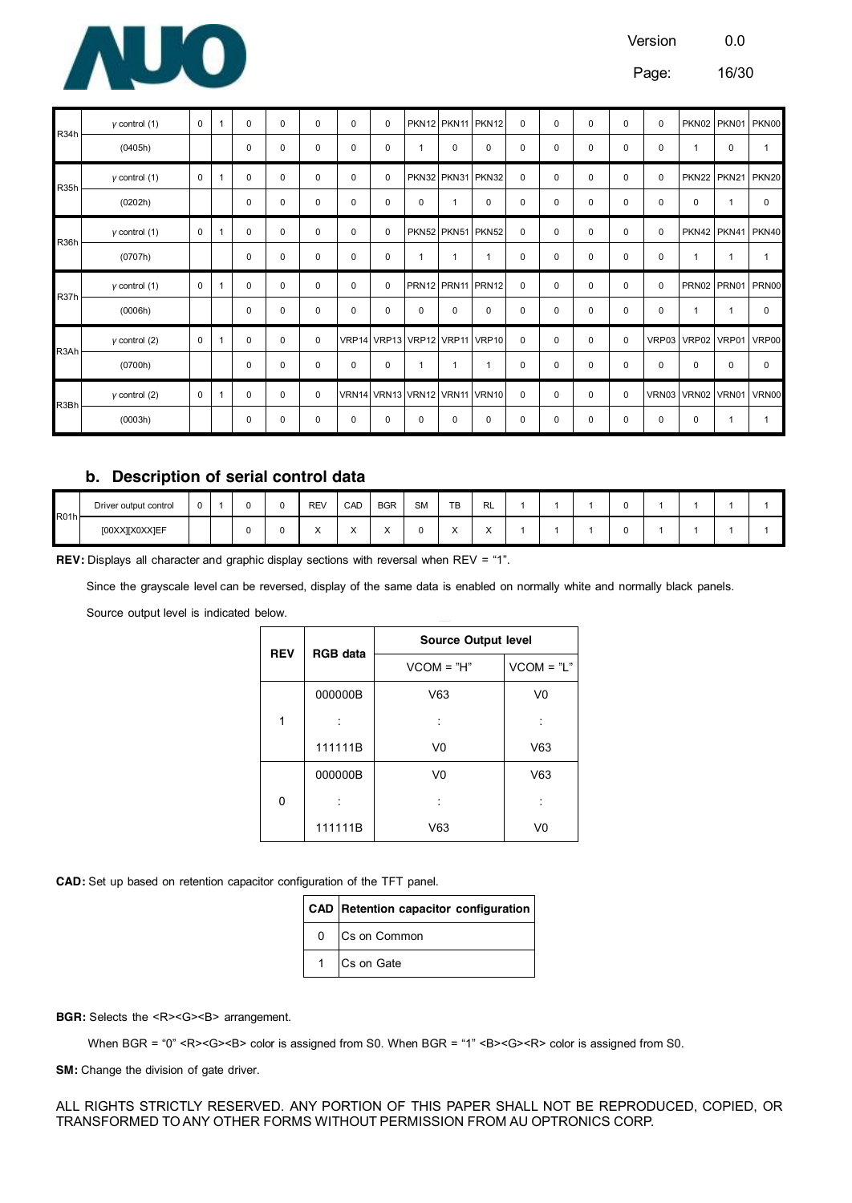| | | | | | | | | | | | | | | | | | | | |
|---|---|---|---|---|---|---|---|---|---|---|---|---|---|---|---|---|---|---|---|
| R34h | γ control (1) | 0 | 1 | 0 | 0 | 0 | 0 | 0 | PKN12 | PKN11 | PKN12 | 0 | 0 | 0 | 0 | 0 | PKN02 | PKN01 | PKN00 |
| | (0405h) | | | 0 | 0 | 0 | 0 | 0 | 1 | 0 | 0 | 0 | 0 | 0 | 0 | 0 | 1 | 0 | 1 |
| R35h | γ control (1) | 0 | 1 | 0 | 0 | 0 | 0 | 0 | PKN32 | PKN31 | PKN32 | 0 | 0 | 0 | 0 | 0 | PKN22 | PKN21 | PKN20 |
| | (0202h) | | | 0 | 0 | 0 | 0 | 0 | 0 | 1 | 0 | 0 | 0 | 0 | 0 | 0 | 0 | 1 | 0 |
| R36h | γ control (1) | 0 | 1 | 0 | 0 | 0 | 0 | 0 | PKN52 | PKN51 | PKN52 | 0 | 0 | 0 | 0 | 0 | PKN42 | PKN41 | PKN40 |
| | (0707h) | | | 0 | 0 | 0 | 0 | 0 | 1 | 1 | 1 | 0 | 0 | 0 | 0 | 0 | 1 | 1 | 1 |
| R37h | γ control (1) | 0 | 1 | 0 | 0 | 0 | 0 | 0 | PRN12 | PRN11 | PRN12 | 0 | 0 | 0 | 0 | 0 | PRN02 | PRN01 | PRN00 |
| | (0006h) | | | 0 | 0 | 0 | 0 | 0 | 0 | 0 | 0 | 0 | 0 | 0 | 0 | 0 | 1 | 1 | 0 |
| R3Ah | γ control (2) | 0 | 1 | 0 | 0 | 0 | VRP14 | VRP13 | VRP12 | VRP11 | VRP10 | 0 | 0 | 0 | 0 | VRP03 | VRP02 | VRP01 | VRP00 |
| | (0700h) | | | 0 | 0 | 0 | 0 | 0 | 1 | 1 | 1 | 0 | 0 | 0 | 0 | 0 | 0 | 0 | 0 |
| R3Bh | γ control (2) | 0 | 1 | 0 | 0 | 0 | VRN14 | VRN13 | VRN12 | VRN11 | VRN10 | 0 | 0 | 0 | 0 | VRN03 | VRN02 | VRN01 | VRN00 |
| | (0003h) | | | 0 | 0 | 0 | 0 | 0 | 0 | 0 | 0 | 0 | 0 | 0 | 0 | 0 | 0 | 1 | 1 |

## b. Description of serial control data

| | | | | | | | | | | | | | | | | | | | |
|---|---|---|---|---|---|---|---|---|---|---|---|---|---|---|---|---|---|---|---|
| R01h | Driver output control | 0 | 1 | 0 | 0 | REV | CAD | BGR | SM | TB | RL | 1 | 1 | 1 | 0 | 1 | 1 | 1 | 1 |
| | [00XX][X0XX]EF | | | 0 | 0 | X | X | X | 0 | X | X | 1 | 1 | 1 | 0 | 1 | 1 | 1 | 1 |

**REV:** Displays all character and graphic display sections with reversal when REV = "1".

Since the grayscale level can be reversed, display of the same data is enabled on normally white and normally black panels.

Source output level is indicated below.

| REV | RGB data | Source Output level | |
|---|---|---|---|
| | | VCOM = "H" | VCOM = "L" |
| 1 | 000000B | V63 | V0 |
| | : | : | : |
| | 111111B | V0 | V63 |
| 0 | 000000B | V0 | V63 |
| | : | : | : |
| | 111111B | V63 | V0 |

**CAD:** Set up based on retention capacitor configuration of the TFT panel.

| CAD | Retention capacitor configuration |
|---|---|
| 0 | Cs on Common |
| 1 | Cs on Gate |

**BGR:** Selects the <R><G><B> arrangement.

When BGR = "0" <R><G><B> color is assigned from S0. When BGR = "1" <B><G><R> color is assigned from S0.

**SM:** Change the division of gate driver.

ALL RIGHTS STRICTLY RESERVED. ANY PORTION OF THIS PAPER SHALL NOT BE REPRODUCED, COPIED, OR TRANSFORMED TO ANY OTHER FORMS WITHOUT PERMISSION FROM AU OPTRONICS CORP.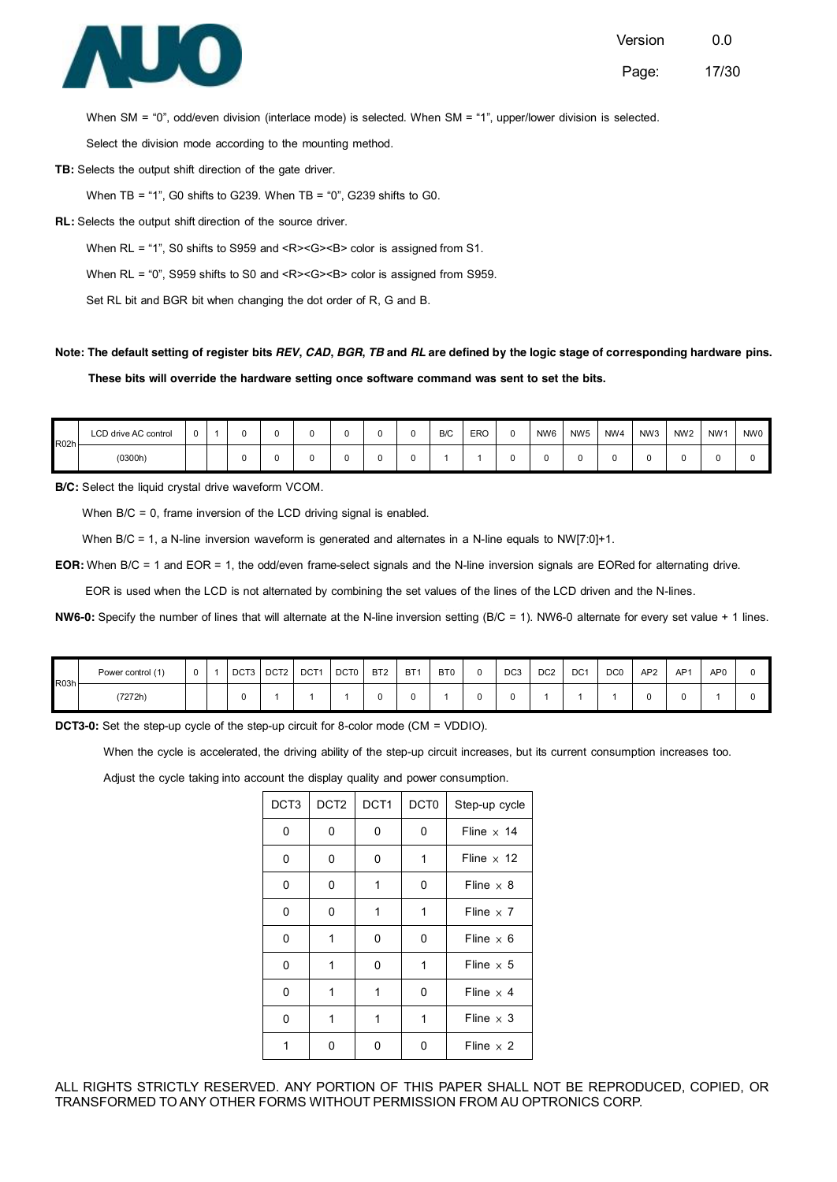When SM = "0", odd/even division (interlace mode) is selected. When SM = "1", upper/lower division is selected.

Select the division mode according to the mounting method.

**TB:** Selects the output shift direction of the gate driver.

When TB = "1", G0 shifts to G239. When TB = "0", G239 shifts to G0.

**RL:** Selects the output shift direction of the source driver.

When RL = "1", S0 shifts to S959 and <R><G><B> color is assigned from S1.

When RL = "0", S959 shifts to S0 and <R><G><B> color is assigned from S959.

Set RL bit and BGR bit when changing the dot order of R, G and B.

**Note: The default setting of register bits *REV*, *CAD*, *BGR*, *TB* and *RL* are defined by the logic stage of corresponding hardware pins. These bits will override the hardware setting once software command was sent to set the bits.**

| R02h | LCD drive AC control | 0 | 1 | 0 | 0 | 0 | 0 | 0 | 0 | B/C | ERO | 0 | NW6 | NW5 | NW4 | NW3 | NW2 | NW1 | NW0 |
|---|---|---|---|---|---|---|---|---|---|---|---|---|---|---|---|---|---|---|---|
| | (0300h) | | | 0 | 0 | 0 | 0 | 0 | 0 | 1 | 1 | 0 | 0 | 0 | 0 | 0 | 0 | 0 | 0 |

**B/C:** Select the liquid crystal drive waveform VCOM.

When B/C = 0, frame inversion of the LCD driving signal is enabled.

When B/C = 1, a N-line inversion waveform is generated and alternates in a N-line equals to NW[7:0]+1.

**EOR:** When B/C = 1 and EOR = 1, the odd/even frame-select signals and the N-line inversion signals are EORed for alternating drive.

EOR is used when the LCD is not alternated by combining the set values of the lines of the LCD driven and the N-lines.

**NW6-0:** Specify the number of lines that will alternate at the N-line inversion setting (B/C = 1). NW6-0 alternate for every set value + 1 lines.

| R03h | Power control (1) | 0 | 1 | DCT3 | DCT2 | DCT1 | DCT0 | BT2 | BT1 | BT0 | 0 | DC3 | DC2 | DC1 | DC0 | AP2 | AP1 | AP0 | 0 |
|---|---|---|---|---|---|---|---|---|---|---|---|---|---|---|---|---|---|---|---|
| | (7272h) | | | 0 | 1 | 1 | 1 | 0 | 0 | 1 | 0 | 0 | 1 | 1 | 1 | 0 | 0 | 1 | 0 |

**DCT3-0:** Set the step-up cycle of the step-up circuit for 8-color mode (CM = VDDIO).

When the cycle is accelerated, the driving ability of the step-up circuit increases, but its current consumption increases too.

Adjust the cycle taking into account the display quality and power consumption.

| DCT3 | DCT2 | DCT1 | DCT0 | Step-up cycle |
|---|---|---|---|---|
| 0 | 0 | 0 | 0 | Fline × 14 |
| 0 | 0 | 0 | 1 | Fline × 12 |
| 0 | 0 | 1 | 0 | Fline × 8 |
| 0 | 0 | 1 | 1 | Fline × 7 |
| 0 | 1 | 0 | 0 | Fline × 6 |
| 0 | 1 | 0 | 1 | Fline × 5 |
| 0 | 1 | 1 | 0 | Fline × 4 |
| 0 | 1 | 1 | 1 | Fline × 3 |
| 1 | 0 | 0 | 0 | Fline × 2 |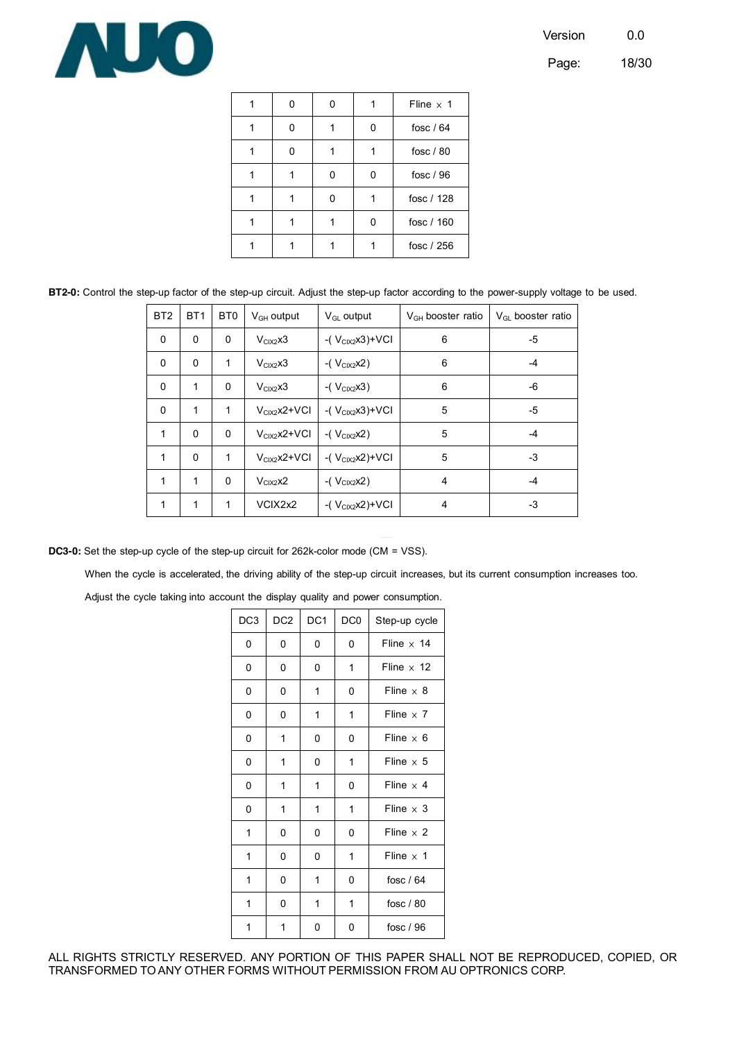| | | | | |
|---|---|---|---|---|
| 1 | 0 | 0 | 1 | Fline × 1 |
| 1 | 0 | 1 | 0 | fosc / 64 |
| 1 | 0 | 1 | 1 | fosc / 80 |
| 1 | 1 | 0 | 0 | fosc / 96 |
| 1 | 1 | 0 | 1 | fosc / 128 |
| 1 | 1 | 1 | 0 | fosc / 160 |
| 1 | 1 | 1 | 1 | fosc / 256 |

**BT2-0:** Control the step-up factor of the step-up circuit. Adjust the step-up factor according to the power-supply voltage to be used.

| BT2 | BT1 | BT0 | $V_{GH}$ output | $V_{GL}$ output | $V_{GH}$ booster ratio | $V_{GL}$ booster ratio |
|---|---|---|---|---|---|---|
| 0 | 0 | 0 | $V_{CIX2}$x3 | -( $V_{CIX2}$x3)+VCI | 6 | -5 |
| 0 | 0 | 1 | $V_{CIX2}$x3 | -( $V_{CIX2}$x2) | 6 | -4 |
| 0 | 1 | 0 | $V_{CIX2}$x3 | -( $V_{CIX2}$x3) | 6 | -6 |
| 0 | 1 | 1 | $V_{CIX2}$x2+VCI | -( $V_{CIX2}$x3)+VCI | 5 | -5 |
| 1 | 0 | 0 | $V_{CIX2}$x2+VCI | -( $V_{CIX2}$x2) | 5 | -4 |
| 1 | 0 | 1 | $V_{CIX2}$x2+VCI | -( $V_{CIX2}$x2)+VCI | 5 | -3 |
| 1 | 1 | 0 | $V_{CIX2}$x2 | -( $V_{CIX2}$x2) | 4 | -4 |
| 1 | 1 | 1 | VCIX2x2 | -( $V_{CIX2}$x2)+VCI | 4 | -3 |

**DC3-0:** Set the step-up cycle of the step-up circuit for 262k-color mode (CM = VSS).

When the cycle is accelerated, the driving ability of the step-up circuit increases, but its current consumption increases too.

Adjust the cycle taking into account the display quality and power consumption.

| DC3 | DC2 | DC1 | DC0 | Step-up cycle |
|---|---|---|---|---|
| 0 | 0 | 0 | 0 | Fline × 14 |
| 0 | 0 | 0 | 1 | Fline × 12 |
| 0 | 0 | 1 | 0 | Fline × 8 |
| 0 | 0 | 1 | 1 | Fline × 7 |
| 0 | 1 | 0 | 0 | Fline × 6 |
| 0 | 1 | 0 | 1 | Fline × 5 |
| 0 | 1 | 1 | 0 | Fline × 4 |
| 0 | 1 | 1 | 1 | Fline × 3 |
| 1 | 0 | 0 | 0 | Fline × 2 |
| 1 | 0 | 0 | 1 | Fline × 1 |
| 1 | 0 | 1 | 0 | fosc / 64 |
| 1 | 0 | 1 | 1 | fosc / 80 |
| 1 | 1 | 0 | 0 | fosc / 96 |

ALL RIGHTS STRICTLY RESERVED. ANY PORTION OF THIS PAPER SHALL NOT BE REPRODUCED, COPIED, OR TRANSFORMED TO ANY OTHER FORMS WITHOUT PERMISSION FROM AU OPTRONICS CORP.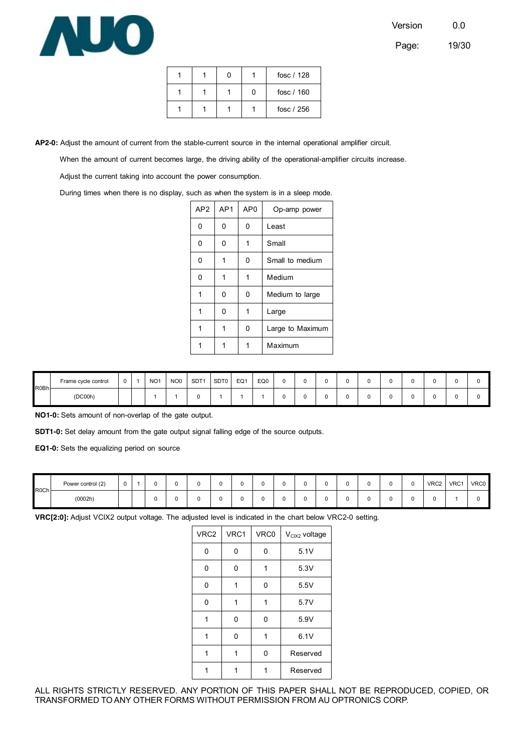| | | | | |
|---|---|---|---|---|
| 1 | 1 | 0 | 1 | fosc / 128 |
| 1 | 1 | 1 | 0 | fosc / 160 |
| 1 | 1 | 1 | 1 | fosc / 256 |

**AP2-0:** Adjust the amount of current from the stable-current source in the internal operational amplifier circuit.

When the amount of current becomes large, the driving ability of the operational-amplifier circuits increase.

Adjust the current taking into account the power consumption.

During times when there is no display, such as when the system is in a sleep mode.

| AP2 | AP1 | AP0 | Op-amp power |
|---|---|---|---|
| 0 | 0 | 0 | Least |
| 0 | 0 | 1 | Small |
| 0 | 1 | 0 | Small to medium |
| 0 | 1 | 1 | Medium |
| 1 | 0 | 0 | Medium to large |
| 1 | 0 | 1 | Large |
| 1 | 1 | 0 | Large to Maximum |
| 1 | 1 | 1 | Maximum |

| R0Bh | Frame cycle control | 0 | 1 | NO1 | NO0 | SDT1 | SDT0 | EQ1 | EQ0 | 0 | 0 | 0 | 0 | 0 | 0 | 0 | 0 | 0 | 0 |
|---|---|---|---|---|---|---|---|---|---|---|---|---|---|---|---|---|---|---|---|
| | (DC00h) | | | 1 | 1 | 0 | 1 | 1 | 1 | 0 | 0 | 0 | 0 | 0 | 0 | 0 | 0 | 0 | 0 |

**NO1-0:** Sets amount of non-overlap of the gate output.

**SDT1-0:** Set delay amount from the gate output signal falling edge of the source outputs.

**EQ1-0:** Sets the equalizing period on source

| R0Ch | Power control (2) | 0 | 1 | 0 | 0 | 0 | 0 | 0 | 0 | 0 | 0 | 0 | 0 | 0 | 0 | 0 | VRC2 | VRC1 | VRC0 |
|---|---|---|---|---|---|---|---|---|---|---|---|---|---|---|---|---|---|---|---|
| | (0002h) | | | 0 | 0 | 0 | 0 | 0 | 0 | 0 | 0 | 0 | 0 | 0 | 0 | 0 | 0 | 1 | 0 |

**VRC[2:0]:** Adjust VCIX2 output voltage. The adjusted level is indicated in the chart below VRC2-0 setting.

| VRC2 | VRC1 | VRC0 | $V_{CIX2}$ voltage |
|---|---|---|---|
| 0 | 0 | 0 | 5.1V |
| 0 | 0 | 1 | 5.3V |
| 0 | 1 | 0 | 5.5V |
| 0 | 1 | 1 | 5.7V |
| 1 | 0 | 0 | 5.9V |
| 1 | 0 | 1 | 6.1V |
| 1 | 1 | 0 | Reserved |
| 1 | 1 | 1 | Reserved |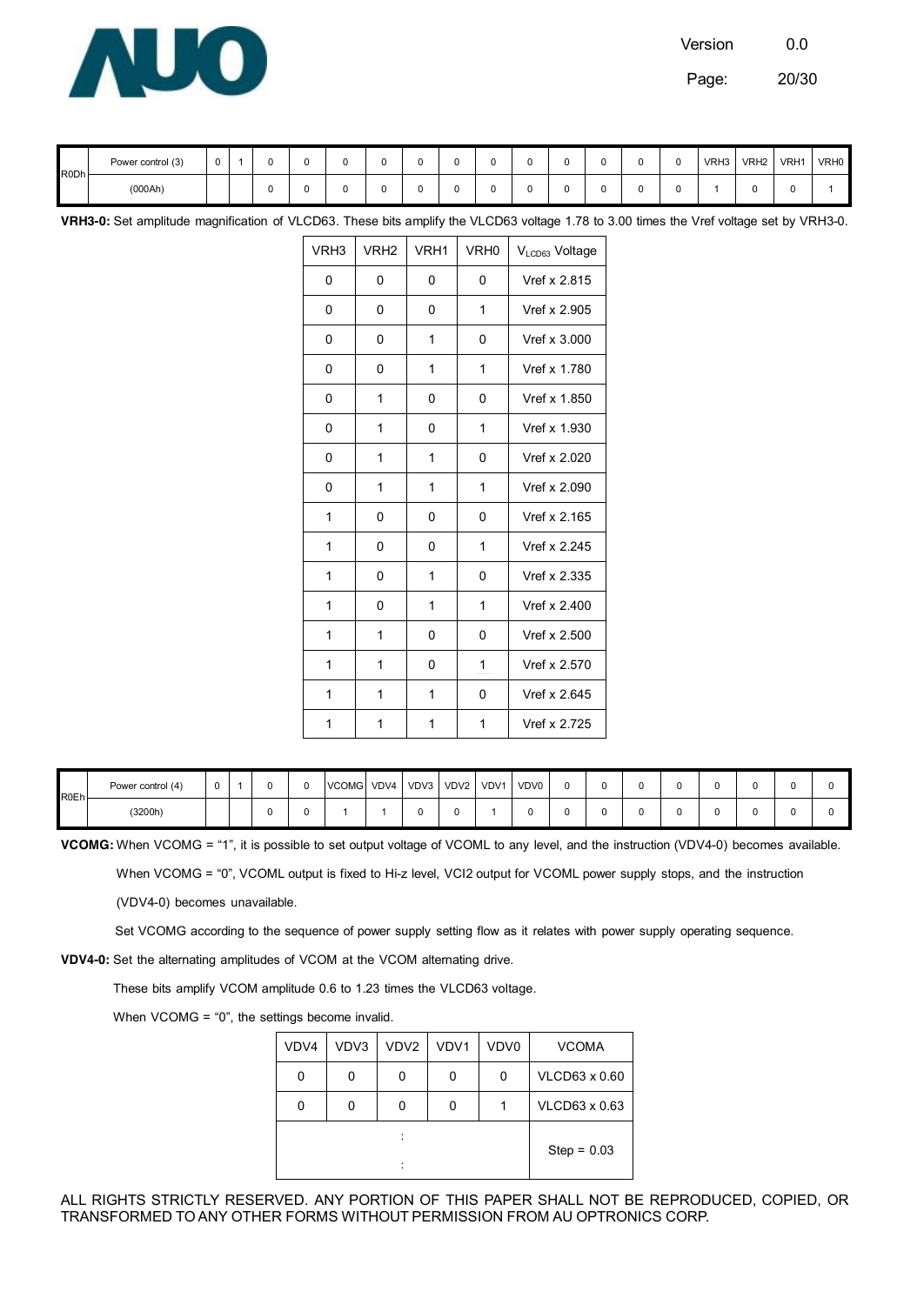| R0Dh | Power control (3) | 0 | 1 | 0 | 0 | 0 | 0 | 0 | 0 | 0 | 0 | 0 | 0 | 0 | 0 | VRH3 | VRH2 | VRH1 | VRH0 |
|---|---|---|---|---|---|---|---|---|---|---|---|---|---|---|---|---|---|---|---|
| | (000Ah) | | | 0 | 0 | 0 | 0 | 0 | 0 | 0 | 0 | 0 | 0 | 0 | 0 | 1 | 0 | 0 | 1 |

**VRH3-0:** Set amplitude magnification of VLCD63. These bits amplify the VLCD63 voltage 1.78 to 3.00 times the Vref voltage set by VRH3-0.

| VRH3 | VRH2 | VRH1 | VRH0 | $V_{LCD63}$ Voltage |
|---|---|---|---|---|
| 0 | 0 | 0 | 0 | Vref x 2.815 |
| 0 | 0 | 0 | 1 | Vref x 2.905 |
| 0 | 0 | 1 | 0 | Vref x 3.000 |
| 0 | 0 | 1 | 1 | Vref x 1.780 |
| 0 | 1 | 0 | 0 | Vref x 1.850 |
| 0 | 1 | 0 | 1 | Vref x 1.930 |
| 0 | 1 | 1 | 0 | Vref x 2.020 |
| 0 | 1 | 1 | 1 | Vref x 2.090 |
| 1 | 0 | 0 | 0 | Vref x 2.165 |
| 1 | 0 | 0 | 1 | Vref x 2.245 |
| 1 | 0 | 1 | 0 | Vref x 2.335 |
| 1 | 0 | 1 | 1 | Vref x 2.400 |
| 1 | 1 | 0 | 0 | Vref x 2.500 |
| 1 | 1 | 0 | 1 | Vref x 2.570 |
| 1 | 1 | 1 | 0 | Vref x 2.645 |
| 1 | 1 | 1 | 1 | Vref x 2.725 |

| R0Eh | Power control (4) | 0 | 1 | 0 | 0 | VCOMG | VDV4 | VDV3 | VDV2 | VDV1 | VDV0 | 0 | 0 | 0 | 0 | 0 | 0 | 0 | 0 |
|---|---|---|---|---|---|---|---|---|---|---|---|---|---|---|---|---|---|---|---|
| | (3200h) | | | 0 | 0 | 1 | 1 | 0 | 0 | 1 | 0 | 0 | 0 | 0 | 0 | 0 | 0 | 0 | 0 |

**VCOMG:** When VCOMG = "1", it is possible to set output voltage of VCOML to any level, and the instruction (VDV4-0) becomes available.

When VCOMG = "0", VCOML output is fixed to Hi-z level, VCI2 output for VCOML power supply stops, and the instruction (VDV4-0) becomes unavailable.

Set VCOMG according to the sequence of power supply setting flow as it relates with power supply operating sequence.

**VDV4-0:** Set the alternating amplitudes of VCOM at the VCOM alternating drive.

These bits amplify VCOM amplitude 0.6 to 1.23 times the VLCD63 voltage.

When VCOMG = "0", the settings become invalid.

| VDV4 | VDV3 | VDV2 | VDV1 | VDV0 | VCOMA |
|---|---|---|---|---|---|
| 0 | 0 | 0 | 0 | 0 | VLCD63 x 0.60 |
| 0 | 0 | 0 | 0 | 1 | VLCD63 x 0.63 |
| | | : | | | Step = 0.03 |

ALL RIGHTS STRICTLY RESERVED. ANY PORTION OF THIS PAPER SHALL NOT BE REPRODUCED, COPIED, OR TRANSFORMED TO ANY OTHER FORMS WITHOUT PERMISSION FROM AU OPTRONICS CORP.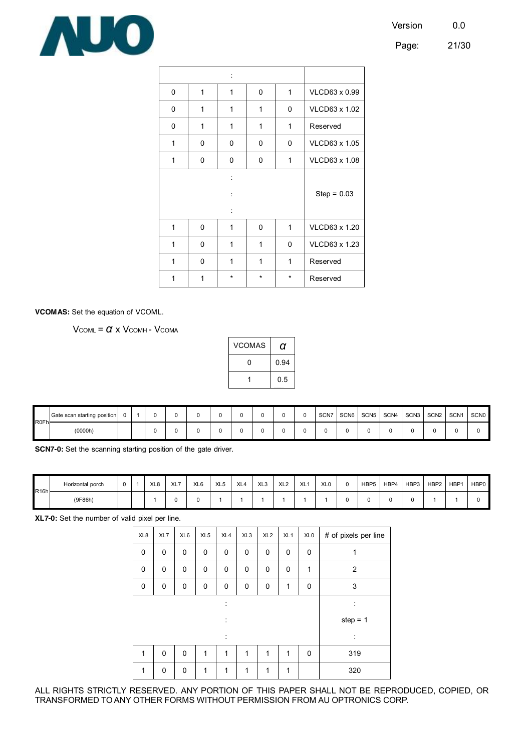| | | : | | | |
|---|---|---|---|---|---|
| 0 | 1 | 1 | 0 | 1 | VLCD63 x 0.99 |
| 0 | 1 | 1 | 1 | 0 | VLCD63 x 1.02 |
| 0 | 1 | 1 | 1 | 1 | Reserved |
| 1 | 0 | 0 | 0 | 0 | VLCD63 x 1.05 |
| 1 | 0 | 0 | 0 | 1 | VLCD63 x 1.08 |
| | | :<br>:<br>: | | | Step = 0.03 |
| 1 | 0 | 1 | 0 | 1 | VLCD63 x 1.20 |
| 1 | 0 | 1 | 1 | 0 | VLCD63 x 1.23 |
| 1 | 0 | 1 | 1 | 1 | Reserved |
| 1 | 1 | * | * | * | Reserved |

**VCOMAS:** Set the equation of VCOML.

$$V_{COML} = \alpha \times V_{COMH} - V_{COMA}$$

| VCOMAS | $\alpha$ |
|---|---|
| 0 | 0.94 |
| 1 | 0.5 |

| R0Fh | Gate scan starting position | 0 | 1 | 0 | 0 | 0 | 0 | 0 | 0 | 0 | 0 | SCN7 | SCN6 | SCN5 | SCN4 | SCN3 | SCN2 | SCN1 | SCN0 |
|---|---|---|---|---|---|---|---|---|---|---|---|---|---|---|---|---|---|---|---|
| | (0000h) | | | 0 | 0 | 0 | 0 | 0 | 0 | 0 | 0 | 0 | 0 | 0 | 0 | 0 | 0 | 0 | 0 |

**SCN7-0:** Set the scanning starting position of the gate driver.

| R16h | Horizontal porch | 0 | 1 | XL8 | XL7 | XL6 | XL5 | XL4 | XL3 | XL2 | XL1 | XL0 | 0 | HBP5 | HBP4 | HBP3 | HBP2 | HBP1 | HBP0 |
|---|---|---|---|---|---|---|---|---|---|---|---|---|---|---|---|---|---|---|---|
| | (9F86h) | | | 1 | 0 | 0 | 1 | 1 | 1 | 1 | 1 | 1 | 0 | 0 | 0 | 0 | 1 | 1 | 0 |

**XL7-0:** Set the number of valid pixel per line.

| XL8 | XL7 | XL6 | XL5 | XL4 | XL3 | XL2 | XL1 | XL0 | # of pixels per line |
|---|---|---|---|---|---|---|---|---|---|
| 0 | 0 | 0 | 0 | 0 | 0 | 0 | 0 | 0 | 1 |
| 0 | 0 | 0 | 0 | 0 | 0 | 0 | 0 | 1 | 2 |
| 0 | 0 | 0 | 0 | 0 | 0 | 0 | 1 | 0 | 3 |
| | | | | :<br>:<br>: | | | | | :<br>step = 1<br>: |
| 1 | 0 | 0 | 1 | 1 | 1 | 1 | 1 | 0 | 319 |
| 1 | 0 | 0 | 1 | 1 | 1 | 1 | 1 | | 320 |

ALL RIGHTS STRICTLY RESERVED. ANY PORTION OF THIS PAPER SHALL NOT BE REPRODUCED, COPIED, OR TRANSFORMED TO ANY OTHER FORMS WITHOUT PERMISSION FROM AU OPTRONICS CORP.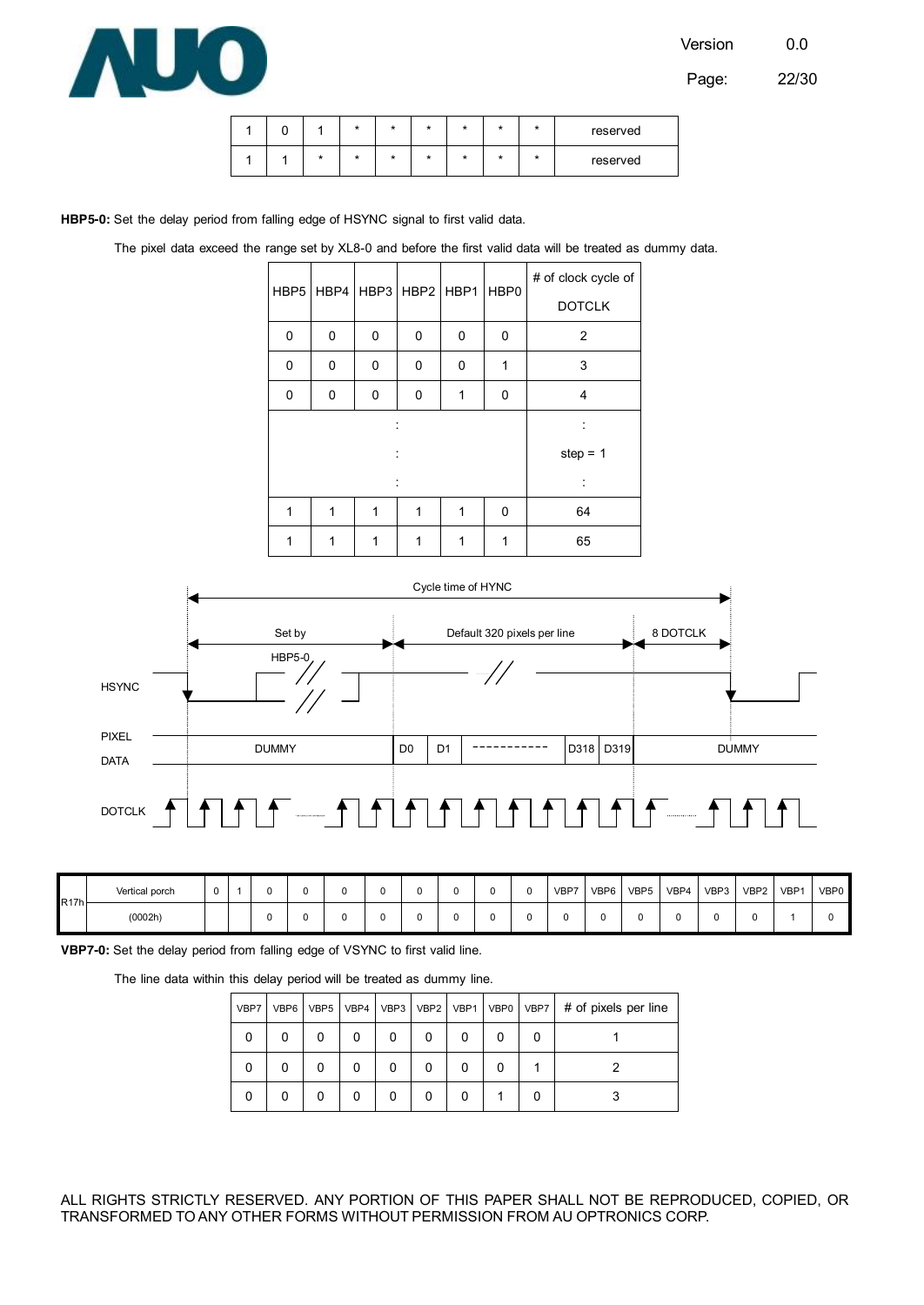| 1 | 0 | 1 | * | * | * | * | * | * | reserved |
|---|---|---|---|---|---|---|---|---|---|
| 1 | 1 | * | * | * | * | * | * | * | reserved |

**HBP5-0:** Set the delay period from falling edge of HSYNC signal to first valid data.

The pixel data exceed the range set by XL8-0 and before the first valid data will be treated as dummy data.

| HBP5 | HBP4 | HBP3 | HBP2 | HBP1 | HBP0 | # of clock cycle of DOTCLK |
|---|---|---|---|---|---|---|
| 0 | 0 | 0 | 0 | 0 | 0 | 2 |
| 0 | 0 | 0 | 0 | 0 | 1 | 3 |
| 0 | 0 | 0 | 0 | 1 | 0 | 4 |
| : | | | | | | : |
| : | | | | | | step = 1 |
| : | | | | | | : |
| 1 | 1 | 1 | 1 | 1 | 0 | 64 |
| 1 | 1 | 1 | 1 | 1 | 1 | 65 |

Cycle time of HYNC

Set by HBP5-0 | Default 320 pixels per line | 8 DOTCLK

HSYNC

PIXEL DATA: DUMMY | D0 | D1 | ----------- | D318 | D319 | DUMMY

DOTCLK

| R17h | Vertical porch | 0 | 1 | 0 | 0 | 0 | 0 | 0 | 0 | 0 | 0 | VBP7 | VBP6 | VBP5 | VBP4 | VBP3 | VBP2 | VBP1 | VBP0 |
|---|---|---|---|---|---|---|---|---|---|---|---|---|---|---|---|---|---|---|---|
| | (0002h) | | | 0 | 0 | 0 | 0 | 0 | 0 | 0 | 0 | 0 | 0 | 0 | 0 | 0 | 0 | 1 | 0 |

**VBP7-0:** Set the delay period from falling edge of VSYNC to first valid line.

The line data within this delay period will be treated as dummy line.

| VBP7 | VBP6 | VBP5 | VBP4 | VBP3 | VBP2 | VBP1 | VBP0 | VBP7 | # of pixels per line |
|---|---|---|---|---|---|---|---|---|---|
| 0 | 0 | 0 | 0 | 0 | 0 | 0 | 0 | 0 | 1 |
| 0 | 0 | 0 | 0 | 0 | 0 | 0 | 0 | 1 | 2 |
| 0 | 0 | 0 | 0 | 0 | 0 | 0 | 1 | 0 | 3 |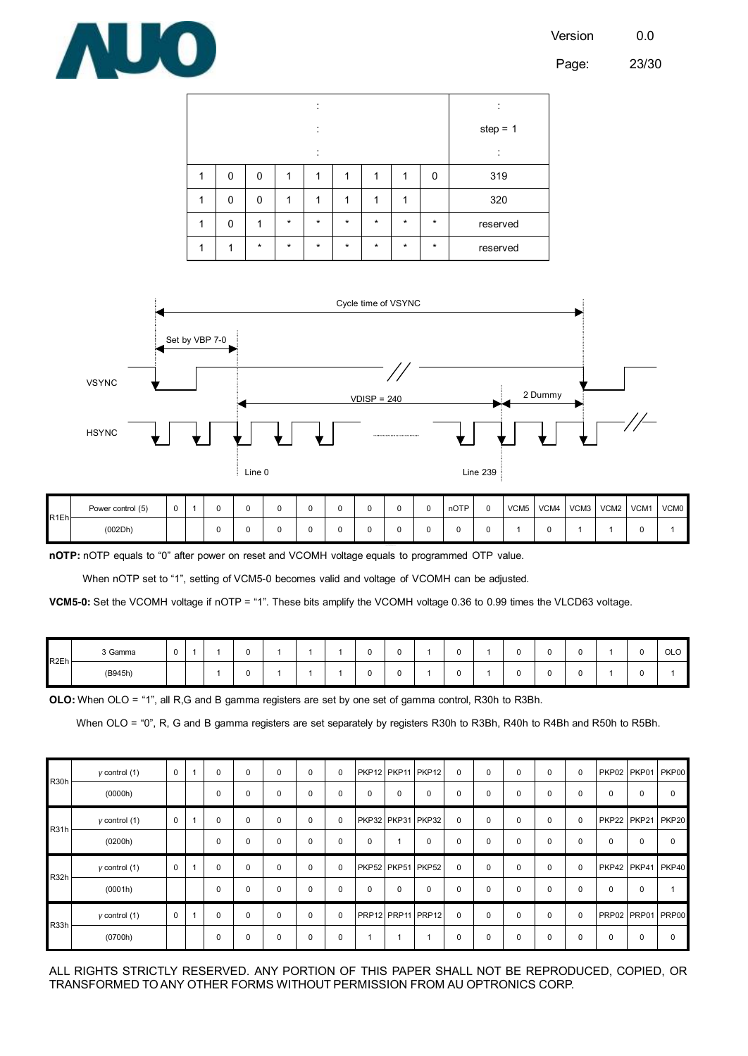| | | | | | | | | | |
|---|---|---|---|---|---|---|---|---|---|
| | | | | : | | | | | : |
| | | | | : | | | | | step = 1 |
| | | | | : | | | | | : |
| 1 | 0 | 0 | 1 | 1 | 1 | 1 | 1 | 0 | 319 |
| 1 | 0 | 0 | 1 | 1 | 1 | 1 | 1 | | 320 |
| 1 | 0 | 1 | * | * | * | * | * | * | reserved |
| 1 | 1 | * | * | * | * | * | * | * | reserved |

Cycle time of VSYNC

Set by VBP 7-0

VSYNC

VDISP = 240

2 Dummy

HSYNC

Line 0

Line 239

| R1Eh | Power control (5) | 0 | 1 | 0 | 0 | 0 | 0 | 0 | 0 | 0 | 0 | nOTP | 0 | VCM5 | VCM4 | VCM3 | VCM2 | VCM1 | VCM0 |
|---|---|---|---|---|---|---|---|---|---|---|---|---|---|---|---|---|---|---|---|
| | (002Dh) | | | 0 | 0 | 0 | 0 | 0 | 0 | 0 | 0 | 0 | 0 | 1 | 0 | 1 | 1 | 0 | 1 |

**nOTP:** nOTP equals to "0" after power on reset and VCOMH voltage equals to programmed OTP value.

When nOTP set to "1", setting of VCM5-0 becomes valid and voltage of VCOMH can be adjusted.

**VCM5-0:** Set the VCOMH voltage if nOTP = "1". These bits amplify the VCOMH voltage 0.36 to 0.99 times the VLCD63 voltage.

| R2Eh | 3 Gamma | 0 | 1 | 1 | 0 | 1 | 1 | 1 | 0 | 0 | 1 | 0 | 1 | 0 | 0 | 0 | 1 | 0 | OLO |
|---|---|---|---|---|---|---|---|---|---|---|---|---|---|---|---|---|---|---|---|
| | (B945h) | | | 1 | 0 | 1 | 1 | 1 | 0 | 0 | 1 | 0 | 1 | 0 | 0 | 0 | 1 | 0 | 1 |

**OLO:** When OLO = "1", all R,G and B gamma registers are set by one set of gamma control, R30h to R3Bh.

When OLO = "0", R, G and B gamma registers are set separately by registers R30h to R3Bh, R40h to R4Bh and R50h to R5Bh.

| R30h | γ control (1) | 0 | 1 | 0 | 0 | 0 | 0 | 0 | PKP12 | PKP11 | PKP12 | 0 | 0 | 0 | 0 | 0 | PKP02 | PKP01 | PKP00 |
|---|---|---|---|---|---|---|---|---|---|---|---|---|---|---|---|---|---|---|---|
| | (0000h) | | | 0 | 0 | 0 | 0 | 0 | 0 | 0 | 0 | 0 | 0 | 0 | 0 | 0 | 0 | 0 | 0 |
| R31h | γ control (1) | 0 | 1 | 0 | 0 | 0 | 0 | 0 | PKP32 | PKP31 | PKP32 | 0 | 0 | 0 | 0 | 0 | PKP22 | PKP21 | PKP20 |
| | (0200h) | | | 0 | 0 | 0 | 0 | 0 | 0 | 1 | 0 | 0 | 0 | 0 | 0 | 0 | 0 | 0 | 0 |
| R32h | γ control (1) | 0 | 1 | 0 | 0 | 0 | 0 | 0 | PKP52 | PKP51 | PKP52 | 0 | 0 | 0 | 0 | 0 | PKP42 | PKP41 | PKP40 |
| | (0001h) | | | 0 | 0 | 0 | 0 | 0 | 0 | 0 | 0 | 0 | 0 | 0 | 0 | 0 | 0 | 0 | 1 |
| R33h | γ control (1) | 0 | 1 | 0 | 0 | 0 | 0 | 0 | PRP12 | PRP11 | PRP12 | 0 | 0 | 0 | 0 | 0 | PRP02 | PRP01 | PRP00 |
| | (0700h) | | | 0 | 0 | 0 | 0 | 0 | 1 | 1 | 1 | 0 | 0 | 0 | 0 | 0 | 0 | 0 | 0 |

ALL RIGHTS STRICTLY RESERVED. ANY PORTION OF THIS PAPER SHALL NOT BE REPRODUCED, COPIED, OR TRANSFORMED TO ANY OTHER FORMS WITHOUT PERMISSION FROM AU OPTRONICS CORP.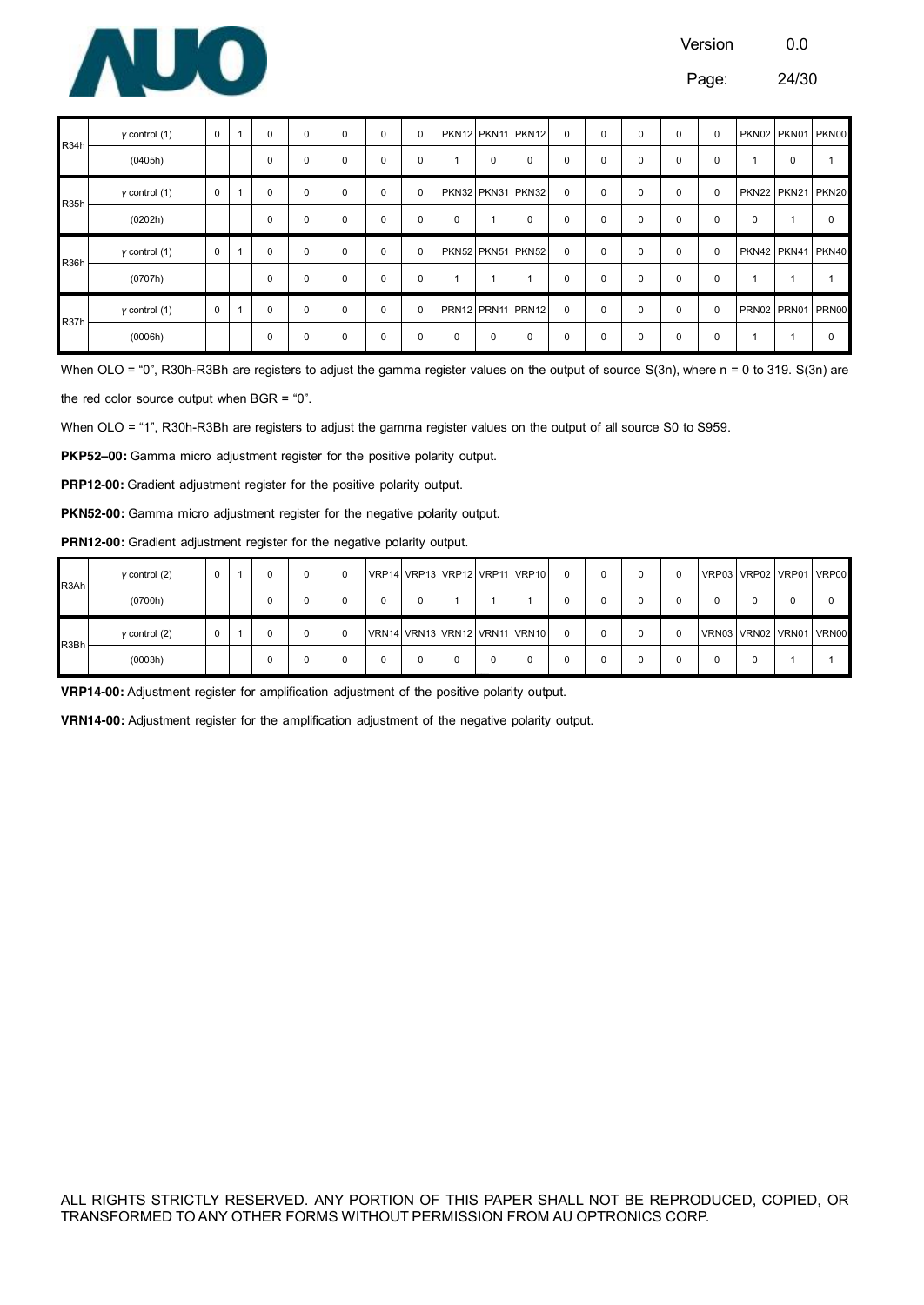| | | | | | | | | | | | | | | | | | | | |
|---|---|---|---|---|---|---|---|---|---|---|---|---|---|---|---|---|---|---|---|
| R34h | γ control (1) | 0 | 1 | 0 | 0 | 0 | 0 | 0 | PKN12 | PKN11 | PKN12 | 0 | 0 | 0 | 0 | 0 | PKN02 | PKN01 | PKN00 |
| | (0405h) | | | 0 | 0 | 0 | 0 | 0 | 1 | 0 | 0 | 0 | 0 | 0 | 0 | 0 | 1 | 0 | 1 |
| R35h | γ control (1) | 0 | 1 | 0 | 0 | 0 | 0 | 0 | PKN32 | PKN31 | PKN32 | 0 | 0 | 0 | 0 | 0 | PKN22 | PKN21 | PKN20 |
| | (0202h) | | | 0 | 0 | 0 | 0 | 0 | 0 | 1 | 0 | 0 | 0 | 0 | 0 | 0 | 0 | 1 | 0 |
| R36h | γ control (1) | 0 | 1 | 0 | 0 | 0 | 0 | 0 | PKN52 | PKN51 | PKN52 | 0 | 0 | 0 | 0 | 0 | PKN42 | PKN41 | PKN40 |
| | (0707h) | | | 0 | 0 | 0 | 0 | 0 | 1 | 1 | 1 | 0 | 0 | 0 | 0 | 0 | 1 | 1 | 1 |
| R37h | γ control (1) | 0 | 1 | 0 | 0 | 0 | 0 | 0 | PRN12 | PRN11 | PRN12 | 0 | 0 | 0 | 0 | 0 | PRN02 | PRN01 | PRN00 |
| | (0006h) | | | 0 | 0 | 0 | 0 | 0 | 0 | 0 | 0 | 0 | 0 | 0 | 0 | 0 | 1 | 1 | 0 |

When OLO = "0", R30h-R3Bh are registers to adjust the gamma register values on the output of source S(3n), where n = 0 to 319. S(3n) are the red color source output when BGR = "0".

When OLO = "1", R30h-R3Bh are registers to adjust the gamma register values on the output of all source S0 to S959.

**PKP52–00:** Gamma micro adjustment register for the positive polarity output.

**PRP12-00:** Gradient adjustment register for the positive polarity output.

**PKN52-00:** Gamma micro adjustment register for the negative polarity output.

**PRN12-00:** Gradient adjustment register for the negative polarity output.

| | | | | | | | | | | | | | | | | | | | |
|---|---|---|---|---|---|---|---|---|---|---|---|---|---|---|---|---|---|---|---|
| R3Ah | γ control (2) | 0 | 1 | 0 | 0 | 0 | VRP14 | VRP13 | VRP12 | VRP11 | VRP10 | 0 | 0 | 0 | 0 | VRP03 | VRP02 | VRP01 | VRP00 |
| | (0700h) | | | 0 | 0 | 0 | 0 | 0 | 1 | 1 | 1 | 0 | 0 | 0 | 0 | 0 | 0 | 0 | 0 |
| R3Bh | γ control (2) | 0 | 1 | 0 | 0 | 0 | VRN14 | VRN13 | VRN12 | VRN11 | VRN10 | 0 | 0 | 0 | 0 | VRN03 | VRN02 | VRN01 | VRN00 |
| | (0003h) | | | 0 | 0 | 0 | 0 | 0 | 0 | 0 | 0 | 0 | 0 | 0 | 0 | 0 | 0 | 1 | 1 |

**VRP14-00:** Adjustment register for amplification adjustment of the positive polarity output.

**VRN14-00:** Adjustment register for the amplification adjustment of the negative polarity output.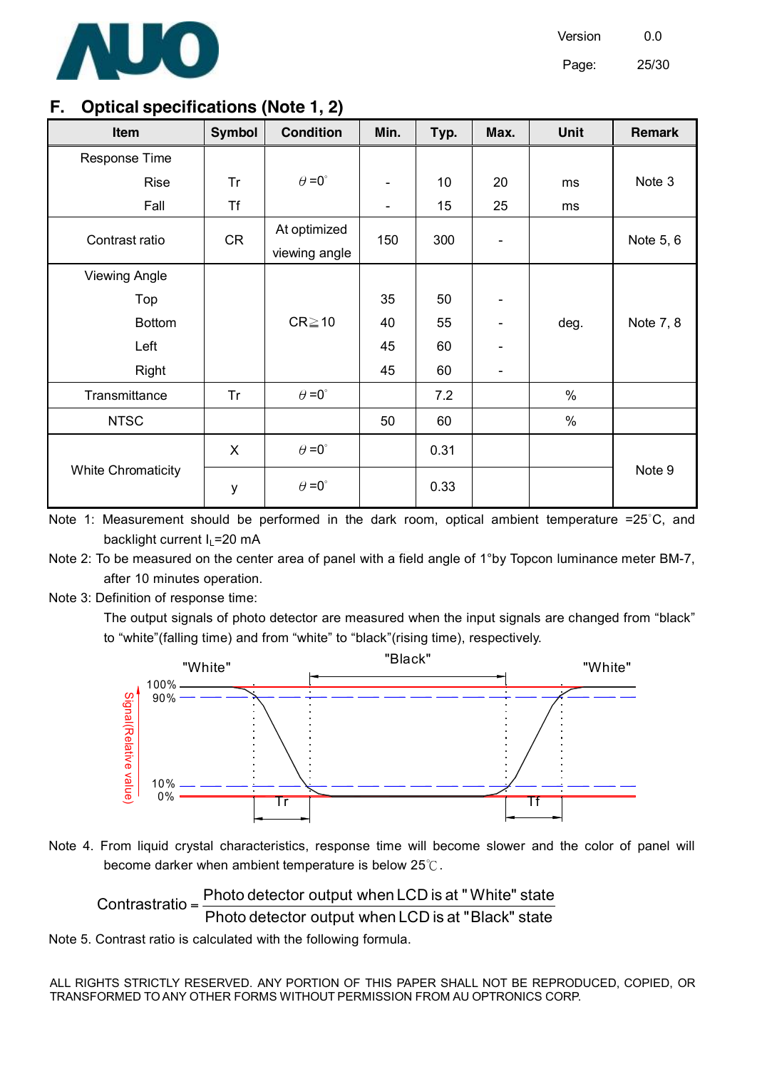## F. Optical specifications (Note 1, 2)

| Item | Symbol | Condition | Min. | Typ. | Max. | Unit | Remark |
|---|---|---|---|---|---|---|---|
| Response Time | | | | | | | |
| Rise | Tr | θ=0° | - | 10 | 20 | ms | Note 3 |
| Fall | Tf | | - | 15 | 25 | ms | |
| Contrast ratio | CR | At optimized viewing angle | 150 | 300 | - | | Note 5, 6 |
| Viewing Angle | | | | | | | |
| Top | | CR≧10 | 35 | 50 | - | deg. | Note 7, 8 |
| Bottom | | | 40 | 55 | - | | |
| Left | | | 45 | 60 | - | | |
| Right | | | 45 | 60 | - | | |
| Transmittance | Tr | θ=0° | | 7.2 | | % | |
| NTSC | | | 50 | 60 | | % | |
| White Chromaticity | X | θ=0° | | 0.31 | | | Note 9 |
| | y | θ=0° | | 0.33 | | | |

Note 1: Measurement should be performed in the dark room, optical ambient temperature =25°C, and backlight current $I_L$=20 mA

Note 2: To be measured on the center area of panel with a field angle of 1°by Topcon luminance meter BM-7, after 10 minutes operation.

Note 3: Definition of response time:

The output signals of photo detector are measured when the input signals are changed from "black" to "white"(falling time) and from "white" to "black"(rising time), respectively.

Note 4. From liquid crystal characteristics, response time will become slower and the color of panel will become darker when ambient temperature is below 25℃.

$$\text{Contrastratio} = \frac{\text{Photo detector output when LCD is at "White" state}}{\text{Photo detector output when LCD is at "Black" state}}$$

Note 5. Contrast ratio is calculated with the following formula.

ALL RIGHTS STRICTLY RESERVED. ANY PORTION OF THIS PAPER SHALL NOT BE REPRODUCED, COPIED, OR TRANSFORMED TO ANY OTHER FORMS WITHOUT PERMISSION FROM AU OPTRONICS CORP.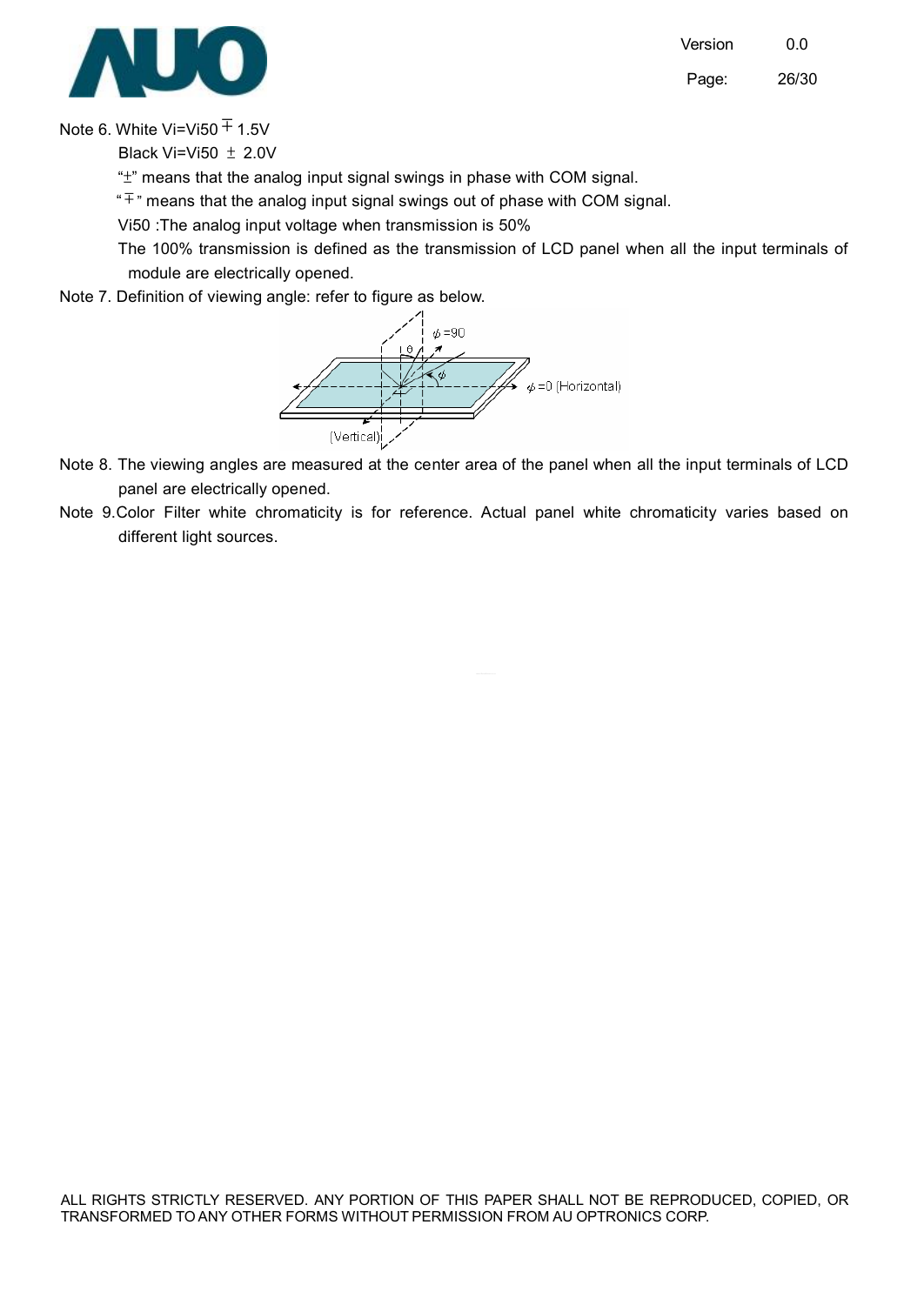Note 6. White Vi=Vi50 ∓ 1.5V

Black Vi=Vi50 ± 2.0V

"±" means that the analog input signal swings in phase with COM signal.

"∓" means that the analog input signal swings out of phase with COM signal.

Vi50 :The analog input voltage when transmission is 50%

The 100% transmission is defined as the transmission of LCD panel when all the input terminals of module are electrically opened.

Note 7. Definition of viewing angle: refer to figure as below.

Note 8. The viewing angles are measured at the center area of the panel when all the input terminals of LCD panel are electrically opened.

Note 9.Color Filter white chromaticity is for reference. Actual panel white chromaticity varies based on different light sources.

ALL RIGHTS STRICTLY RESERVED. ANY PORTION OF THIS PAPER SHALL NOT BE REPRODUCED, COPIED, OR TRANSFORMED TO ANY OTHER FORMS WITHOUT PERMISSION FROM AU OPTRONICS CORP.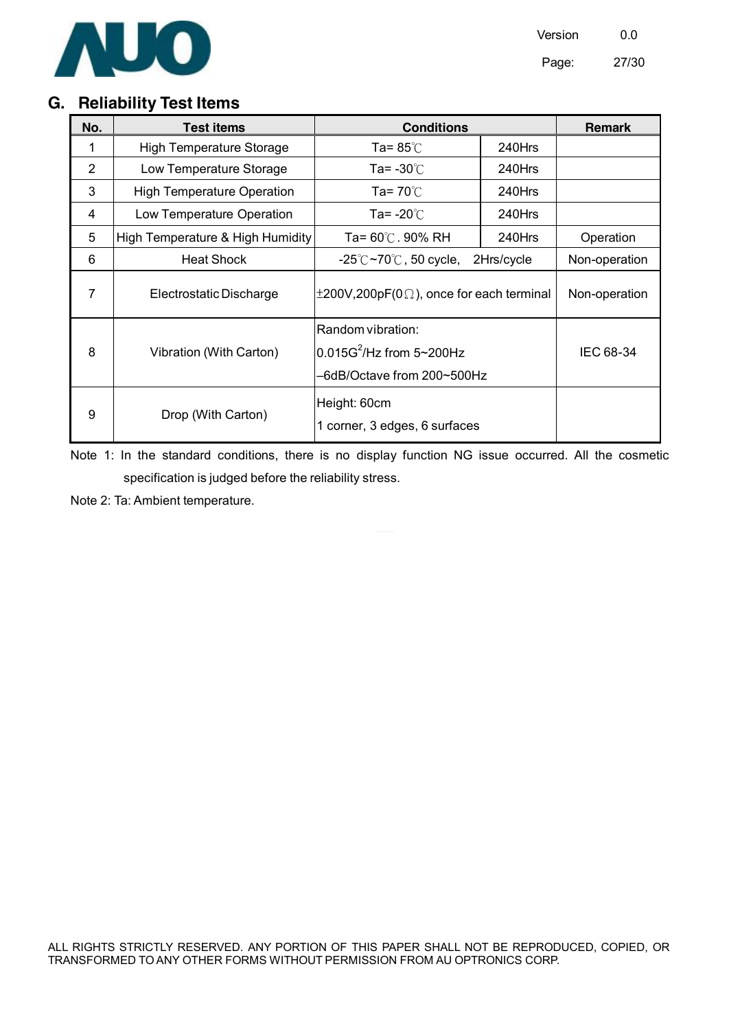## G. Reliability Test Items

| No. | Test items | Conditions | | Remark |
|---|---|---|---|---|
| 1 | High Temperature Storage | Ta= 85℃ | 240Hrs | |
| 2 | Low Temperature Storage | Ta= -30℃ | 240Hrs | |
| 3 | High Temperature Operation | Ta= 70℃ | 240Hrs | |
| 4 | Low Temperature Operation | Ta= -20℃ | 240Hrs | |
| 5 | High Temperature & High Humidity | Ta= 60℃. 90% RH | 240Hrs | Operation |
| 6 | Heat Shock | -25℃~70℃, 50 cycle, 2Hrs/cycle | | Non-operation |
| 7 | Electrostatic Discharge | ±200V,200pF(0Ω), once for each terminal | | Non-operation |
| 8 | Vibration (With Carton) | Random vibration:<br>$0.015G^2$/Hz from 5~200Hz<br>–6dB/Octave from 200~500Hz | | IEC 68-34 |
| 9 | Drop (With Carton) | Height: 60cm<br>1 corner, 3 edges, 6 surfaces | | |

Note 1: In the standard conditions, there is no display function NG issue occurred. All the cosmetic specification is judged before the reliability stress.

Note 2: Ta: Ambient temperature.

ALL RIGHTS STRICTLY RESERVED. ANY PORTION OF THIS PAPER SHALL NOT BE REPRODUCED, COPIED, OR TRANSFORMED TO ANY OTHER FORMS WITHOUT PERMISSION FROM AU OPTRONICS CORP.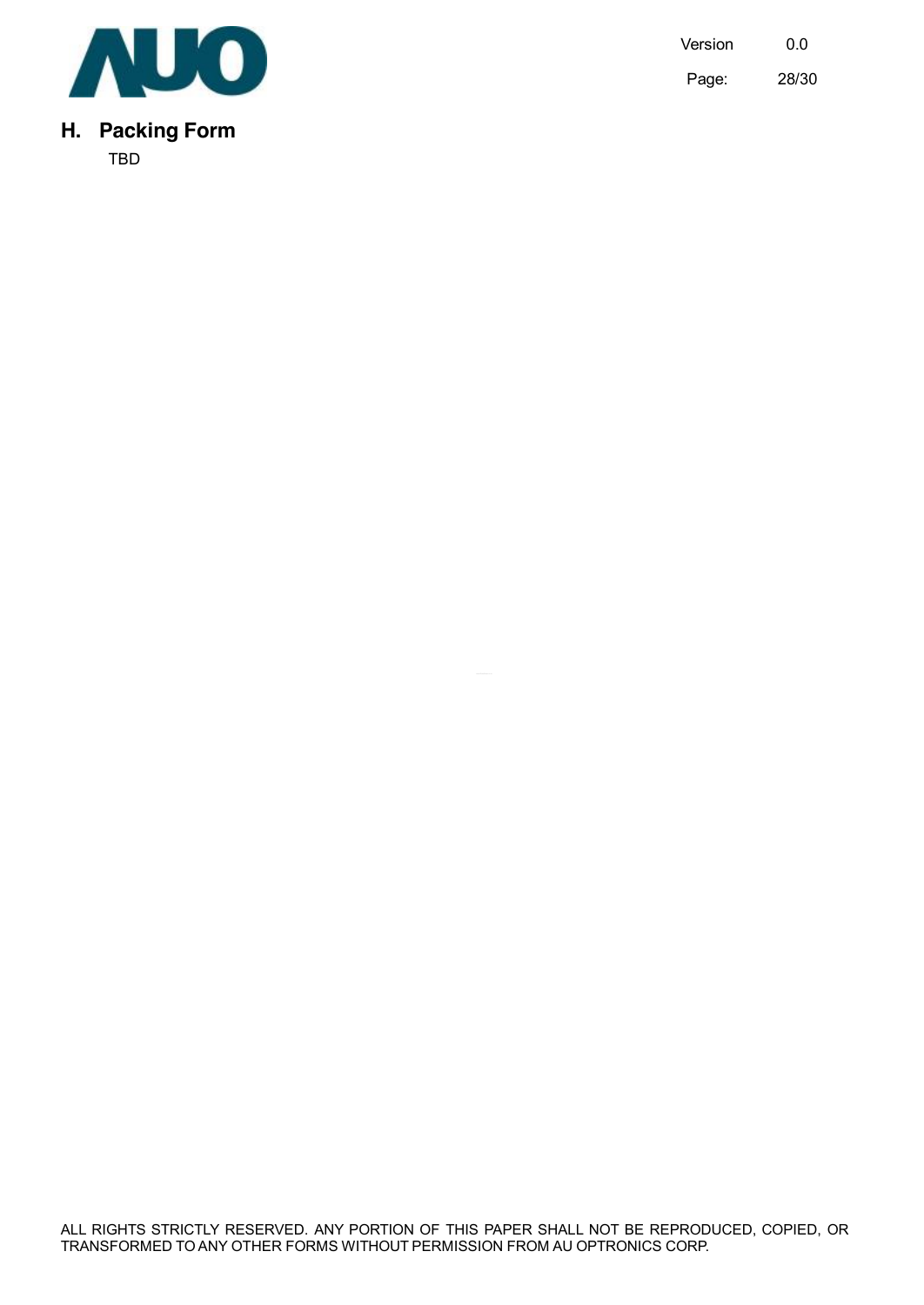## H. Packing Form

TBD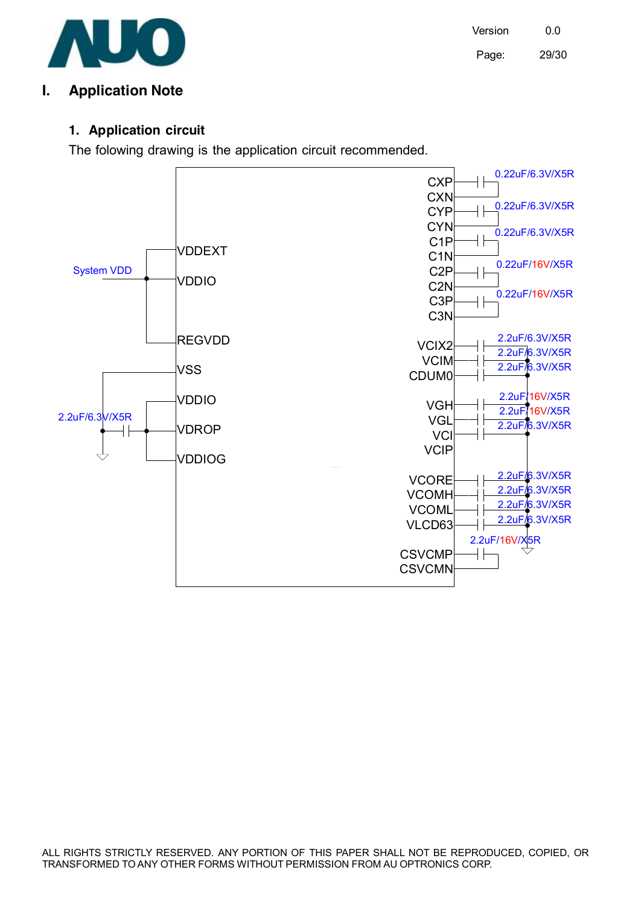# I. Application Note

## 1. Application circuit

The folowing drawing is the application circuit recommended.

System VDD

VDDEXT
VDDIO
REGVDD
VSS
VDDIO
VDROP
VDDIOG

2.2uF/6.3V/X5R

CXP
CXN
CYP
CYN
C1P
C1N
C2P
C2N
C3P
C3N

0.22uF/6.3V/X5R
0.22uF/6.3V/X5R
0.22uF/6.3V/X5R
0.22uF/16V/X5R
0.22uF/16V/X5R

VCIX2
VCIM
CDUM0

2.2uF/6.3V/X5R
2.2uF/6.3V/X5R
2.2uF/6.3V/X5R

VGH
VGL
VCI
VCIP

2.2uF/16V/X5R
2.2uF/16V/X5R
2.2uF/6.3V/X5R

VCORE
VCOMH
VCOML
VLCD63

2.2uF/6.3V/X5R
2.2uF/6.3V/X5R
2.2uF/6.3V/X5R
2.2uF/6.3V/X5R

CSVCMP
CSVCMN

2.2uF/16V/X5R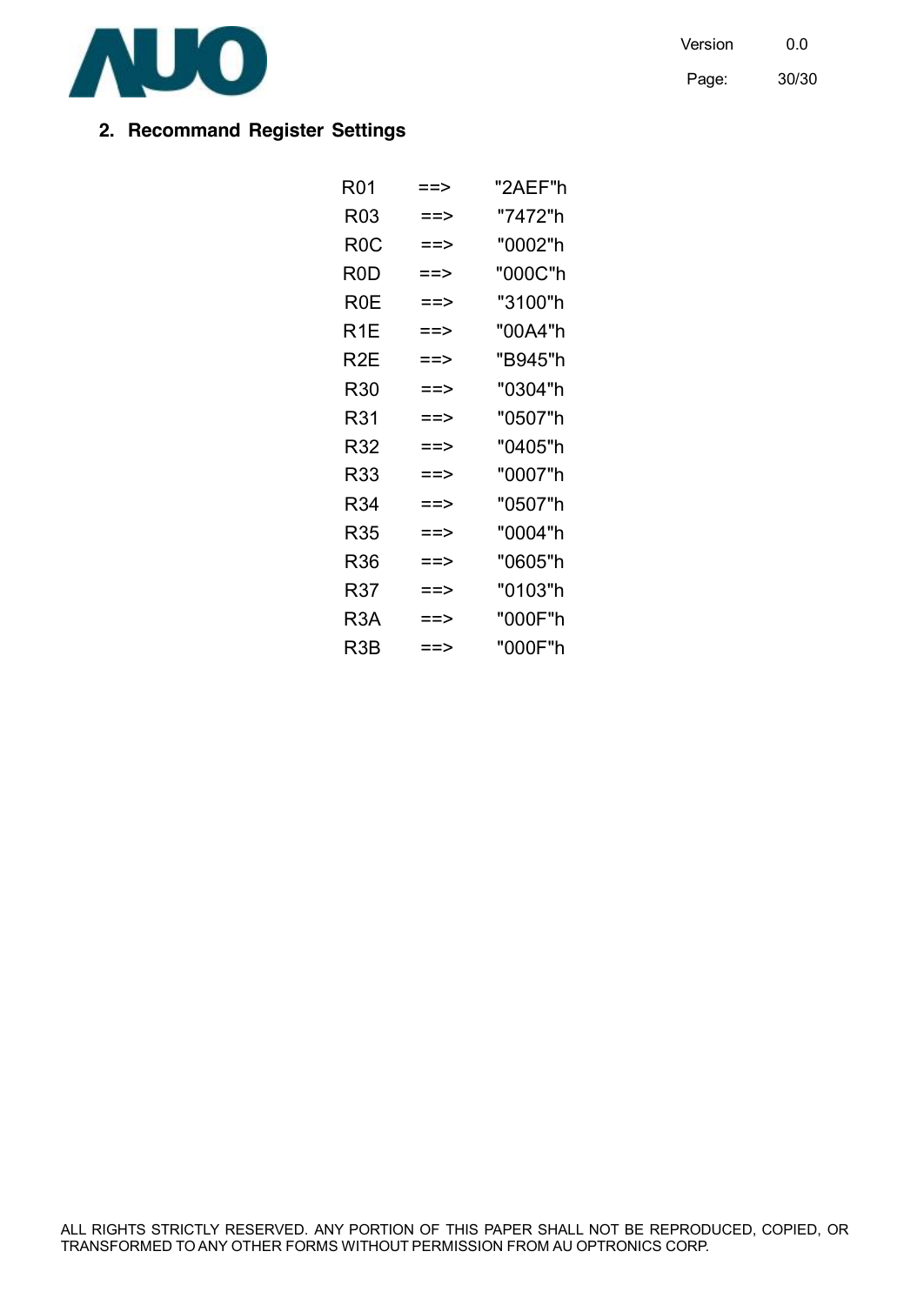## 2. Recommand Register Settings

| | | |
|---|---|---|
| R01 | ==> | "2AEF"h |
| R03 | ==> | "7472"h |
| R0C | ==> | "0002"h |
| R0D | ==> | "000C"h |
| R0E | ==> | "3100"h |
| R1E | ==> | "00A4"h |
| R2E | ==> | "B945"h |
| R30 | ==> | "0304"h |
| R31 | ==> | "0507"h |
| R32 | ==> | "0405"h |
| R33 | ==> | "0007"h |
| R34 | ==> | "0507"h |
| R35 | ==> | "0004"h |
| R36 | ==> | "0605"h |
| R37 | ==> | "0103"h |
| R3A | ==> | "000F"h |
| R3B | ==> | "000F"h |

ALL RIGHTS STRICTLY RESERVED. ANY PORTION OF THIS PAPER SHALL NOT BE REPRODUCED, COPIED, OR TRANSFORMED TO ANY OTHER FORMS WITHOUT PERMISSION FROM AU OPTRONICS CORP.